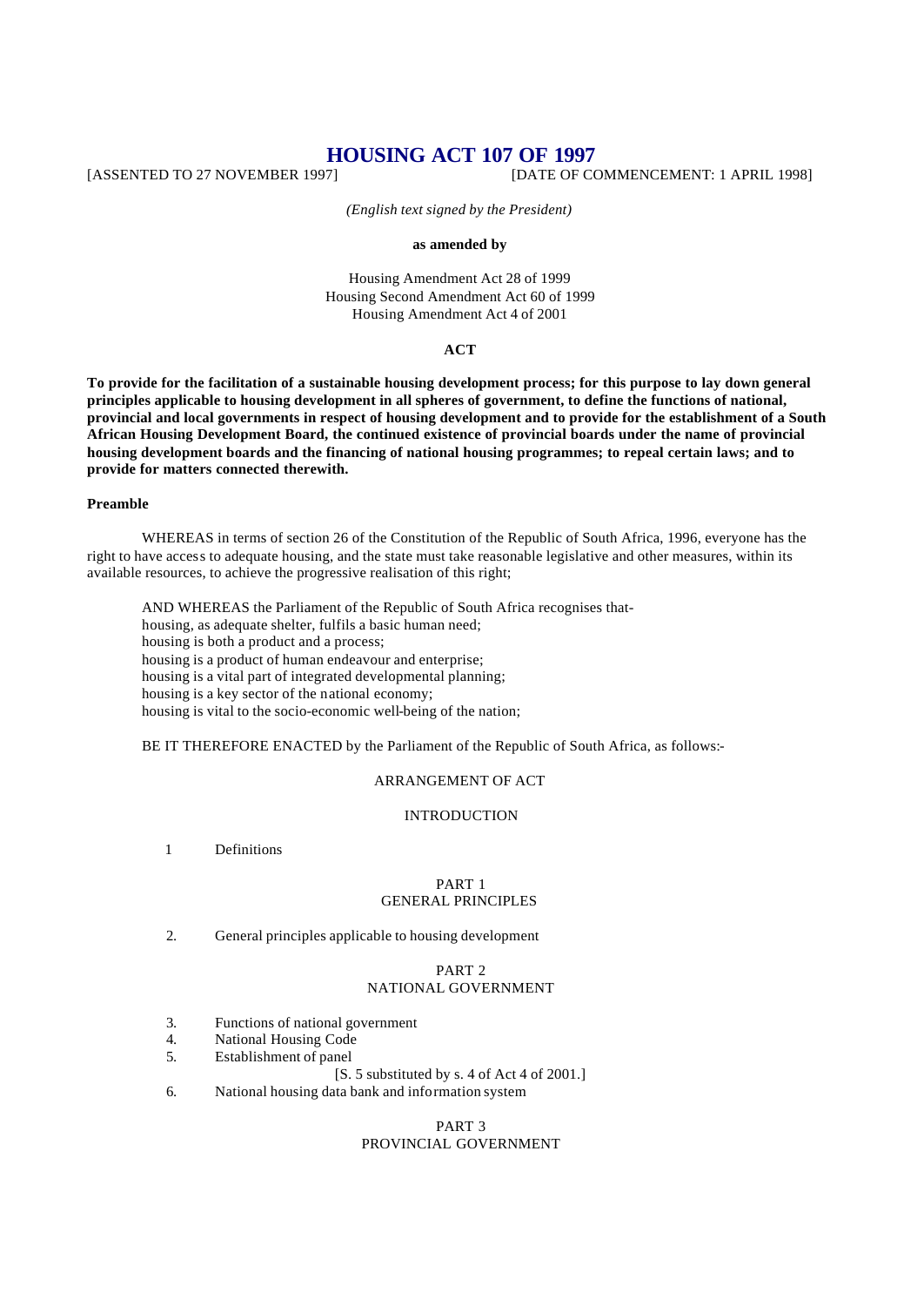# HOUSING ACT 107 OF 1997

[ASSENTED TO 27 NOVEMBER 1997] [DATE OF COMMENCEMENT: 1 APRIL 1998]

*(English text signed by the President)*

**as amended by**

Housing Amendment Act 28 of 1999
Housing Second Amendment Act 60 of 1999
Housing Amendment Act 4 of 2001

**ACT**

**To provide for the facilitation of a sustainable housing development process; for this purpose to lay down general principles applicable to housing development in all spheres of government, to define the functions of national, provincial and local governments in respect of housing development and to provide for the establishment of a South African Housing Development Board, the continued existence of provincial boards under the name of provincial housing development boards and the financing of national housing programmes; to repeal certain laws; and to provide for matters connected therewith.**

**Preamble**

WHEREAS in terms of section 26 of the Constitution of the Republic of South Africa, 1996, everyone has the right to have access to adequate housing, and the state must take reasonable legislative and other measures, within its available resources, to achieve the progressive realisation of this right;

AND WHEREAS the Parliament of the Republic of South Africa recognises that-
housing, as adequate shelter, fulfils a basic human need;
housing is both a product and a process;
housing is a product of human endeavour and enterprise;
housing is a vital part of integrated developmental planning;
housing is a key sector of the national economy;
housing is vital to the socio-economic well-being of the nation;

BE IT THEREFORE ENACTED by the Parliament of the Republic of South Africa, as follows:-

ARRANGEMENT OF ACT

INTRODUCTION

1 Definitions

PART 1
GENERAL PRINCIPLES

2. General principles applicable to housing development

PART 2
NATIONAL GOVERNMENT

3. Functions of national government
4. National Housing Code
5. Establishment of panel
   [S. 5 substituted by s. 4 of Act 4 of 2001.]
6. National housing data bank and information system

PART 3
PROVINCIAL GOVERNMENT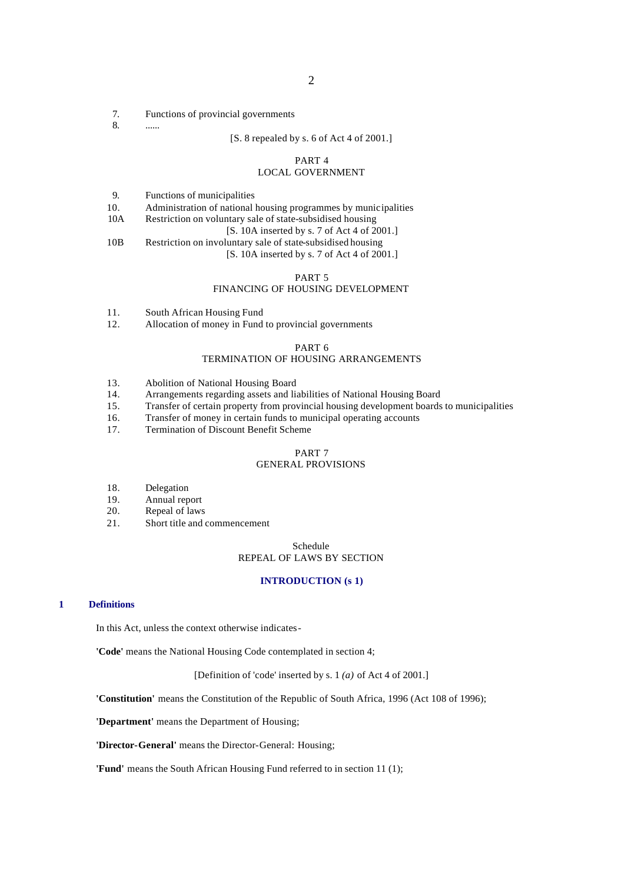7. Functions of provincial governments
8. ......

[S. 8 repealed by s. 6 of Act 4 of 2001.]

PART 4
LOCAL GOVERNMENT

9. Functions of municipalities
10. Administration of national housing programmes by municipalities
10A Restriction on voluntary sale of state-subsidised housing

[S. 10A inserted by s. 7 of Act 4 of 2001.]

10B Restriction on involuntary sale of state-subsidised housing

[S. 10A inserted by s. 7 of Act 4 of 2001.]

PART 5
FINANCING OF HOUSING DEVELOPMENT

11. South African Housing Fund
12. Allocation of money in Fund to provincial governments

PART 6
TERMINATION OF HOUSING ARRANGEMENTS

13. Abolition of National Housing Board
14. Arrangements regarding assets and liabilities of National Housing Board
15. Transfer of certain property from provincial housing development boards to municipalities
16. Transfer of money in certain funds to municipal operating accounts
17. Termination of Discount Benefit Scheme

PART 7
GENERAL PROVISIONS

18. Delegation
19. Annual report
20. Repeal of laws
21. Short title and commencement

Schedule
REPEAL OF LAWS BY SECTION

## INTRODUCTION (s 1)

### 1 Definitions

In this Act, unless the context otherwise indicates-

**'Code'** means the National Housing Code contemplated in section 4;

[Definition of 'code' inserted by s. 1 *(a)* of Act 4 of 2001.]

**'Constitution'** means the Constitution of the Republic of South Africa, 1996 (Act 108 of 1996);

**'Department'** means the Department of Housing;

**'Director-General'** means the Director-General: Housing;

**'Fund'** means the South African Housing Fund referred to in section 11 (1);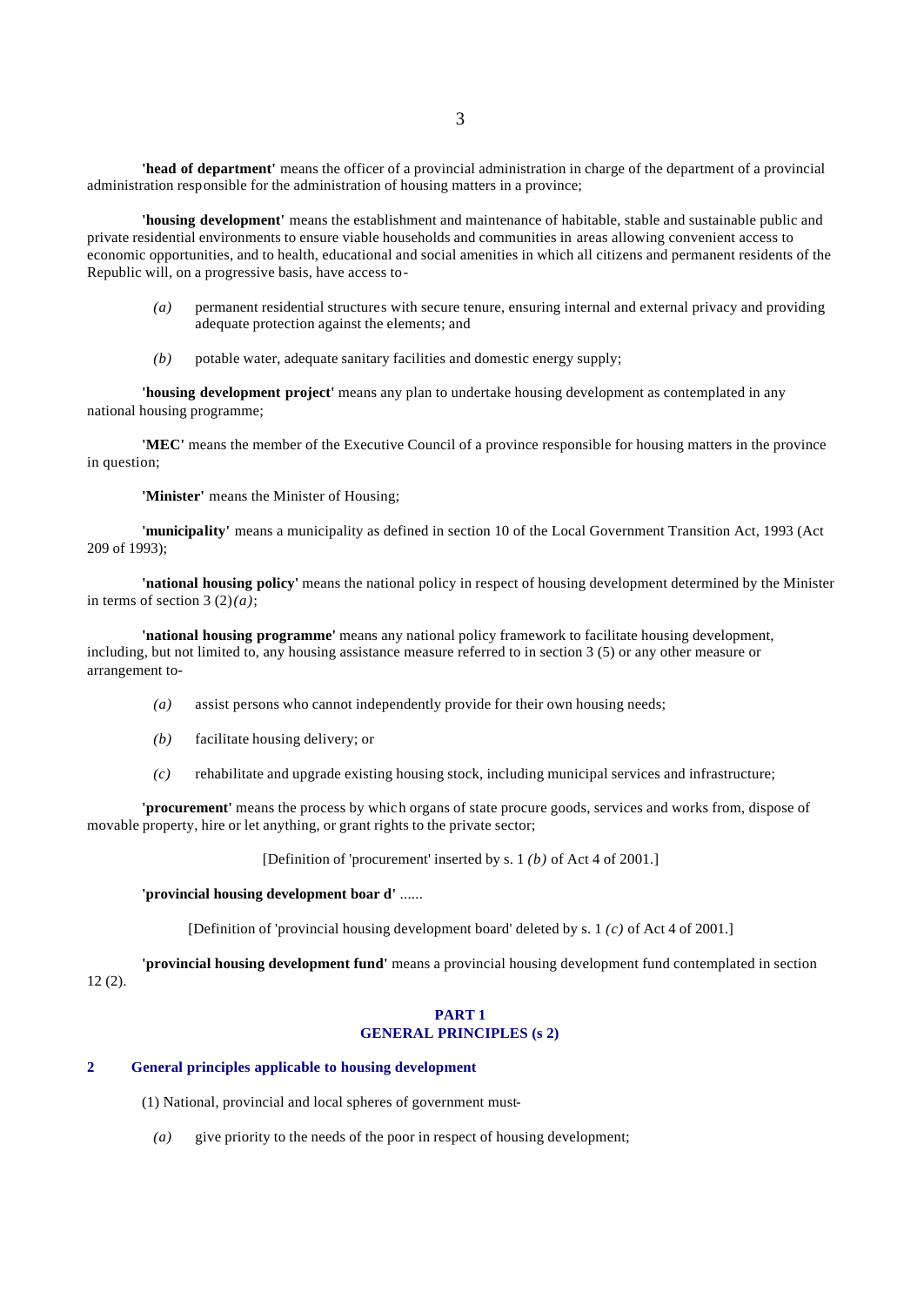**'head of department'** means the officer of a provincial administration in charge of the department of a provincial administration responsible for the administration of housing matters in a province;

**'housing development'** means the establishment and maintenance of habitable, stable and sustainable public and private residential environments to ensure viable households and communities in areas allowing convenient access to economic opportunities, and to health, educational and social amenities in which all citizens and permanent residents of the Republic will, on a progressive basis, have access to-

*(a)* permanent residential structures with secure tenure, ensuring internal and external privacy and providing adequate protection against the elements; and

*(b)* potable water, adequate sanitary facilities and domestic energy supply;

**'housing development project'** means any plan to undertake housing development as contemplated in any national housing programme;

**'MEC'** means the member of the Executive Council of a province responsible for housing matters in the province in question;

**'Minister'** means the Minister of Housing;

**'municipality'** means a municipality as defined in section 10 of the Local Government Transition Act, 1993 (Act 209 of 1993);

**'national housing policy'** means the national policy in respect of housing development determined by the Minister in terms of section 3 (2)*(a)*;

**'national housing programme'** means any national policy framework to facilitate housing development, including, but not limited to, any housing assistance measure referred to in section 3 (5) or any other measure or arrangement to-

*(a)* assist persons who cannot independently provide for their own housing needs;

*(b)* facilitate housing delivery; or

*(c)* rehabilitate and upgrade existing housing stock, including municipal services and infrastructure;

**'procurement'** means the process by which organs of state procure goods, services and works from, dispose of movable property, hire or let anything, or grant rights to the private sector;

[Definition of 'procurement' inserted by s. 1 *(b)* of Act 4 of 2001.]

**'provincial housing development boar d'** ......

[Definition of 'provincial housing development board' deleted by s. 1 *(c)* of Act 4 of 2001.]

**'provincial housing development fund'** means a provincial housing development fund contemplated in section 12 (2).

## PART 1
## GENERAL PRINCIPLES (s 2)

### 2 General principles applicable to housing development

(1) National, provincial and local spheres of government must-

*(a)* give priority to the needs of the poor in respect of housing development;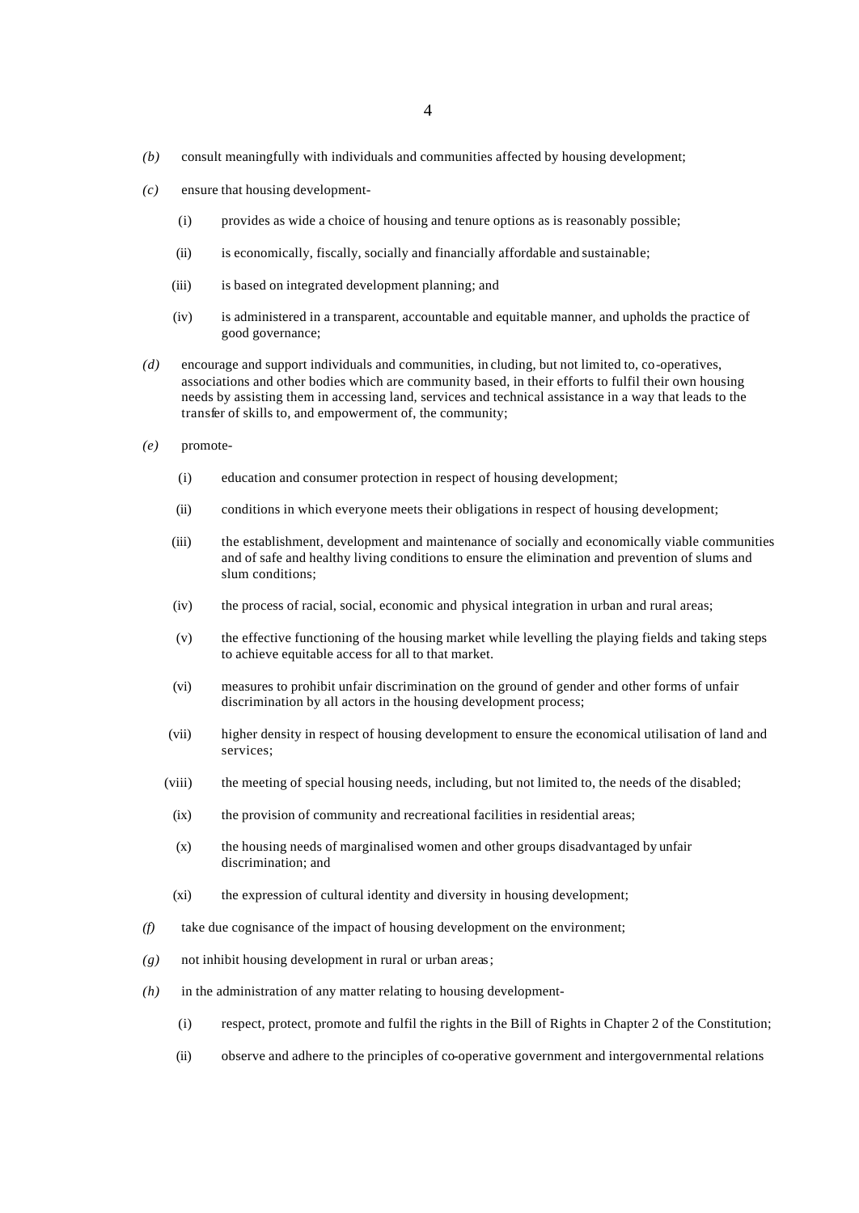*(b)* consult meaningfully with individuals and communities affected by housing development;

*(c)* ensure that housing development-

- (i) provides as wide a choice of housing and tenure options as is reasonably possible;
- (ii) is economically, fiscally, socially and financially affordable and sustainable;
- (iii) is based on integrated development planning; and
- (iv) is administered in a transparent, accountable and equitable manner, and upholds the practice of good governance;

*(d)* encourage and support individuals and communities, including, but not limited to, co-operatives, associations and other bodies which are community based, in their efforts to fulfil their own housing needs by assisting them in accessing land, services and technical assistance in a way that leads to the transfer of skills to, and empowerment of, the community;

*(e)* promote-

- (i) education and consumer protection in respect of housing development;
- (ii) conditions in which everyone meets their obligations in respect of housing development;
- (iii) the establishment, development and maintenance of socially and economically viable communities and of safe and healthy living conditions to ensure the elimination and prevention of slums and slum conditions;
- (iv) the process of racial, social, economic and physical integration in urban and rural areas;
- (v) the effective functioning of the housing market while levelling the playing fields and taking steps to achieve equitable access for all to that market.
- (vi) measures to prohibit unfair discrimination on the ground of gender and other forms of unfair discrimination by all actors in the housing development process;
- (vii) higher density in respect of housing development to ensure the economical utilisation of land and services;
- (viii) the meeting of special housing needs, including, but not limited to, the needs of the disabled;
- (ix) the provision of community and recreational facilities in residential areas;
- (x) the housing needs of marginalised women and other groups disadvantaged by unfair discrimination; and
- (xi) the expression of cultural identity and diversity in housing development;

*(f)* take due cognisance of the impact of housing development on the environment;

*(g)* not inhibit housing development in rural or urban areas;

*(h)* in the administration of any matter relating to housing development-

- (i) respect, protect, promote and fulfil the rights in the Bill of Rights in Chapter 2 of the Constitution;
- (ii) observe and adhere to the principles of co-operative government and intergovernmental relations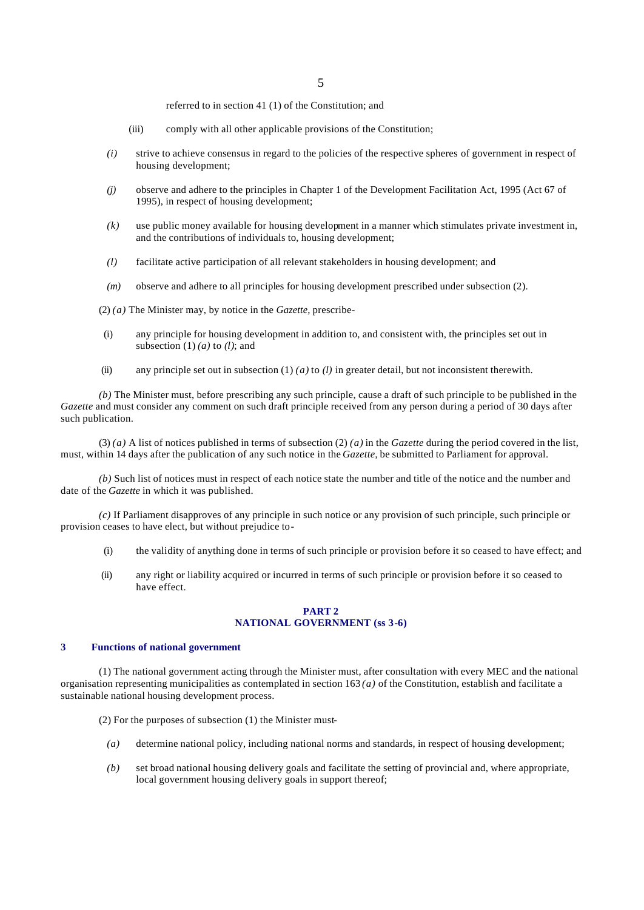referred to in section 41 (1) of the Constitution; and

(iii) comply with all other applicable provisions of the Constitution;

*(i)* strive to achieve consensus in regard to the policies of the respective spheres of government in respect of housing development;

*(j)* observe and adhere to the principles in Chapter 1 of the Development Facilitation Act, 1995 (Act 67 of 1995), in respect of housing development;

*(k)* use public money available for housing development in a manner which stimulates private investment in, and the contributions of individuals to, housing development;

*(l)* facilitate active participation of all relevant stakeholders in housing development; and

*(m)* observe and adhere to all principles for housing development prescribed under subsection (2).

(2) *(a)* The Minister may, by notice in the *Gazette*, prescribe-

(i) any principle for housing development in addition to, and consistent with, the principles set out in subsection (1) *(a)* to *(l)*; and

(ii) any principle set out in subsection (1) *(a)* to *(l)* in greater detail, but not inconsistent therewith.

*(b)* The Minister must, before prescribing any such principle, cause a draft of such principle to be published in the *Gazette* and must consider any comment on such draft principle received from any person during a period of 30 days after such publication.

(3) *(a)* A list of notices published in terms of subsection (2) *(a)* in the *Gazette* during the period covered in the list, must, within 14 days after the publication of any such notice in the *Gazette*, be submitted to Parliament for approval.

*(b)* Such list of notices must in respect of each notice state the number and title of the notice and the number and date of the *Gazette* in which it was published.

*(c)* If Parliament disapproves of any principle in such notice or any provision of such principle, such principle or provision ceases to have elect, but without prejudice to-

(i) the validity of anything done in terms of such principle or provision before it so ceased to have effect; and

(ii) any right or liability acquired or incurred in terms of such principle or provision before it so ceased to have effect.

## PART 2
## NATIONAL GOVERNMENT (ss 3-6)

### 3 Functions of national government

(1) The national government acting through the Minister must, after consultation with every MEC and the national organisation representing municipalities as contemplated in section 163 *(a)* of the Constitution, establish and facilitate a sustainable national housing development process.

(2) For the purposes of subsection (1) the Minister must-

*(a)* determine national policy, including national norms and standards, in respect of housing development;

*(b)* set broad national housing delivery goals and facilitate the setting of provincial and, where appropriate, local government housing delivery goals in support thereof;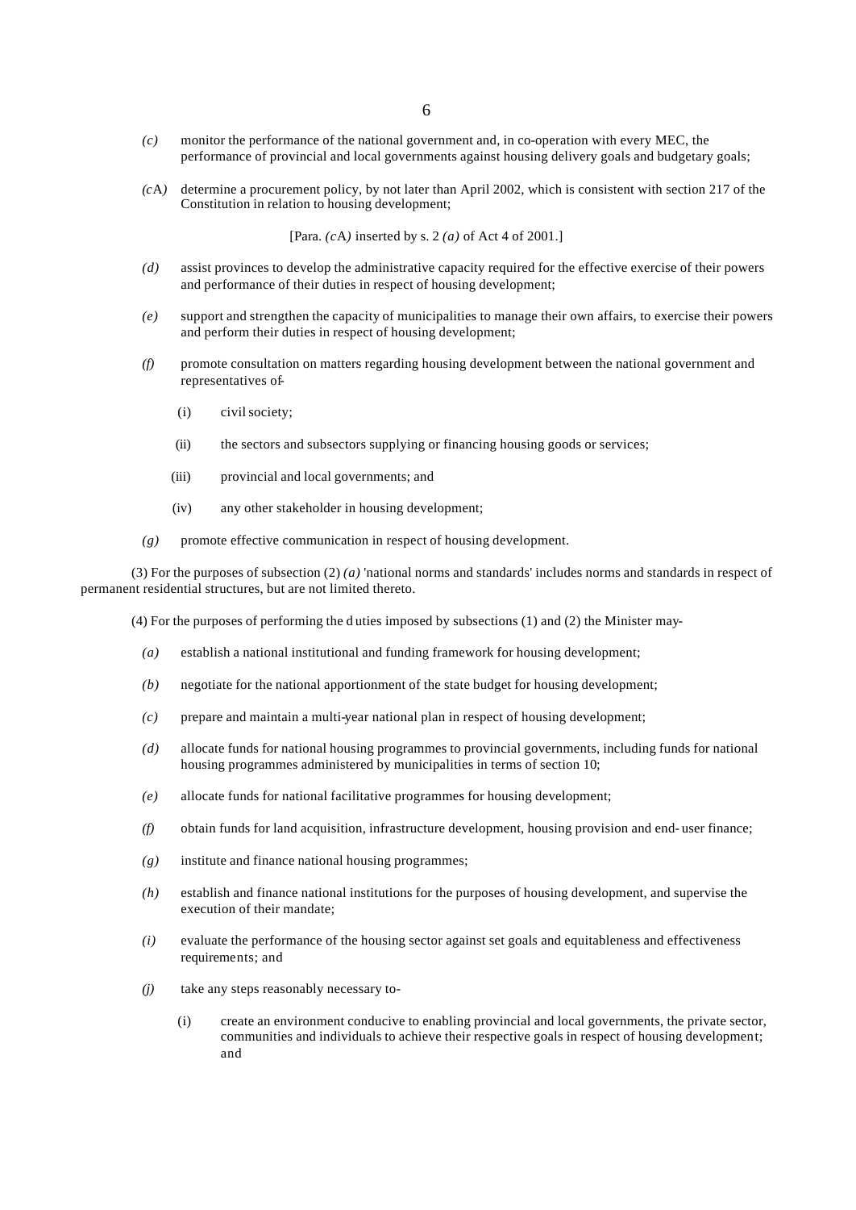*(c)* monitor the performance of the national government and, in co-operation with every MEC, the performance of provincial and local governments against housing delivery goals and budgetary goals;

*(c*A*)* determine a procurement policy, by not later than April 2002, which is consistent with section 217 of the Constitution in relation to housing development;

[Para. *(c*A*)* inserted by s. 2 *(a)* of Act 4 of 2001.]

*(d)* assist provinces to develop the administrative capacity required for the effective exercise of their powers and performance of their duties in respect of housing development;

*(e)* support and strengthen the capacity of municipalities to manage their own affairs, to exercise their powers and perform their duties in respect of housing development;

*(f)* promote consultation on matters regarding housing development between the national government and representatives of-

(i) civil society;

(ii) the sectors and subsectors supplying or financing housing goods or services;

(iii) provincial and local governments; and

(iv) any other stakeholder in housing development;

*(g)* promote effective communication in respect of housing development.

(3) For the purposes of subsection (2) *(a)* 'national norms and standards' includes norms and standards in respect of permanent residential structures, but are not limited thereto.

(4) For the purposes of performing the duties imposed by subsections (1) and (2) the Minister may-

*(a)* establish a national institutional and funding framework for housing development;

*(b)* negotiate for the national apportionment of the state budget for housing development;

*(c)* prepare and maintain a multi-year national plan in respect of housing development;

*(d)* allocate funds for national housing programmes to provincial governments, including funds for national housing programmes administered by municipalities in terms of section 10;

*(e)* allocate funds for national facilitative programmes for housing development;

*(f)* obtain funds for land acquisition, infrastructure development, housing provision and end-user finance;

*(g)* institute and finance national housing programmes;

*(h)* establish and finance national institutions for the purposes of housing development, and supervise the execution of their mandate;

*(i)* evaluate the performance of the housing sector against set goals and equitableness and effectiveness requirements; and

*(j)* take any steps reasonably necessary to-

(i) create an environment conducive to enabling provincial and local governments, the private sector, communities and individuals to achieve their respective goals in respect of housing development; and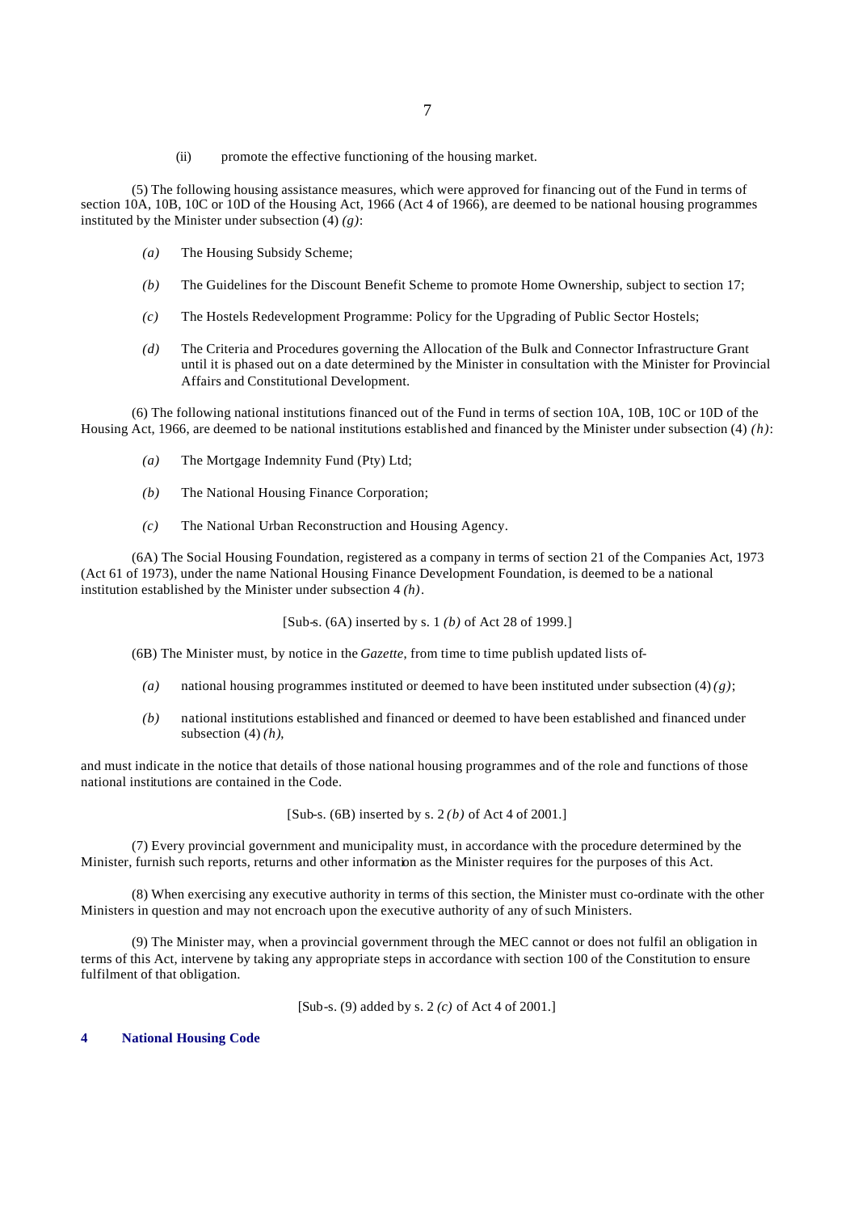(ii) promote the effective functioning of the housing market.

(5) The following housing assistance measures, which were approved for financing out of the Fund in terms of section 10A, 10B, 10C or 10D of the Housing Act, 1966 (Act 4 of 1966), are deemed to be national housing programmes instituted by the Minister under subsection (4) *(g)*:

*(a)* The Housing Subsidy Scheme;

*(b)* The Guidelines for the Discount Benefit Scheme to promote Home Ownership, subject to section 17;

*(c)* The Hostels Redevelopment Programme: Policy for the Upgrading of Public Sector Hostels;

*(d)* The Criteria and Procedures governing the Allocation of the Bulk and Connector Infrastructure Grant until it is phased out on a date determined by the Minister in consultation with the Minister for Provincial Affairs and Constitutional Development.

(6) The following national institutions financed out of the Fund in terms of section 10A, 10B, 10C or 10D of the Housing Act, 1966, are deemed to be national institutions established and financed by the Minister under subsection (4) *(h)*:

*(a)* The Mortgage Indemnity Fund (Pty) Ltd;

*(b)* The National Housing Finance Corporation;

*(c)* The National Urban Reconstruction and Housing Agency.

(6A) The Social Housing Foundation, registered as a company in terms of section 21 of the Companies Act, 1973 (Act 61 of 1973), under the name National Housing Finance Development Foundation, is deemed to be a national institution established by the Minister under subsection 4 *(h)*.

[Sub-s. (6A) inserted by s. 1 *(b)* of Act 28 of 1999.]

(6B) The Minister must, by notice in the *Gazette*, from time to time publish updated lists of-

*(a)* national housing programmes instituted or deemed to have been instituted under subsection (4) *(g)*;

*(b)* national institutions established and financed or deemed to have been established and financed under subsection (4) *(h)*,

and must indicate in the notice that details of those national housing programmes and of the role and functions of those national institutions are contained in the Code.

[Sub-s. (6B) inserted by s. 2 *(b)* of Act 4 of 2001.]

(7) Every provincial government and municipality must, in accordance with the procedure determined by the Minister, furnish such reports, returns and other information as the Minister requires for the purposes of this Act.

(8) When exercising any executive authority in terms of this section, the Minister must co-ordinate with the other Ministers in question and may not encroach upon the executive authority of any of such Ministers.

(9) The Minister may, when a provincial government through the MEC cannot or does not fulfil an obligation in terms of this Act, intervene by taking any appropriate steps in accordance with section 100 of the Constitution to ensure fulfilment of that obligation.

[Sub-s. (9) added by s. 2 *(c)* of Act 4 of 2001.]

## 4 National Housing Code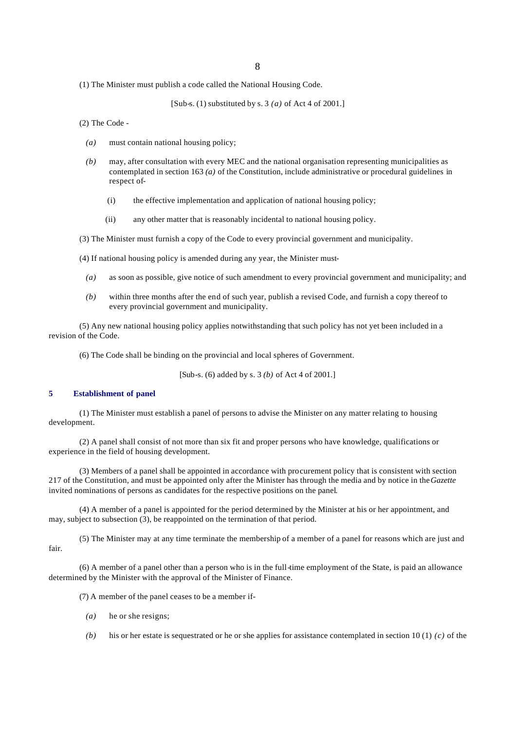(1) The Minister must publish a code called the National Housing Code.

[Sub-s. (1) substituted by s. 3 *(a)* of Act 4 of 2001.]

(2) The Code -

*(a)* must contain national housing policy;

*(b)* may, after consultation with every MEC and the national organisation representing municipalities as contemplated in section 163 *(a)* of the Constitution, include administrative or procedural guidelines in respect of-

(i) the effective implementation and application of national housing policy;

(ii) any other matter that is reasonably incidental to national housing policy.

(3) The Minister must furnish a copy of the Code to every provincial government and municipality.

(4) If national housing policy is amended during any year, the Minister must-

*(a)* as soon as possible, give notice of such amendment to every provincial government and municipality; and

*(b)* within three months after the end of such year, publish a revised Code, and furnish a copy thereof to every provincial government and municipality.

(5) Any new national housing policy applies notwithstanding that such policy has not yet been included in a revision of the Code.

(6) The Code shall be binding on the provincial and local spheres of Government.

[Sub-s. (6) added by s. 3 *(b)* of Act 4 of 2001.]

## 5 Establishment of panel

(1) The Minister must establish a panel of persons to advise the Minister on any matter relating to housing development.

(2) A panel shall consist of not more than six fit and proper persons who have knowledge, qualifications or experience in the field of housing development.

(3) Members of a panel shall be appointed in accordance with procurement policy that is consistent with section 217 of the Constitution, and must be appointed only after the Minister has through the media and by notice in the *Gazette* invited nominations of persons as candidates for the respective positions on the panel.

(4) A member of a panel is appointed for the period determined by the Minister at his or her appointment, and may, subject to subsection (3), be reappointed on the termination of that period.

(5) The Minister may at any time terminate the membership of a member of a panel for reasons which are just and fair.

(6) A member of a panel other than a person who is in the full-time employment of the State, is paid an allowance determined by the Minister with the approval of the Minister of Finance.

(7) A member of the panel ceases to be a member if-

*(a)* he or she resigns;

*(b)* his or her estate is sequestrated or he or she applies for assistance contemplated in section 10 (1) *(c)* of the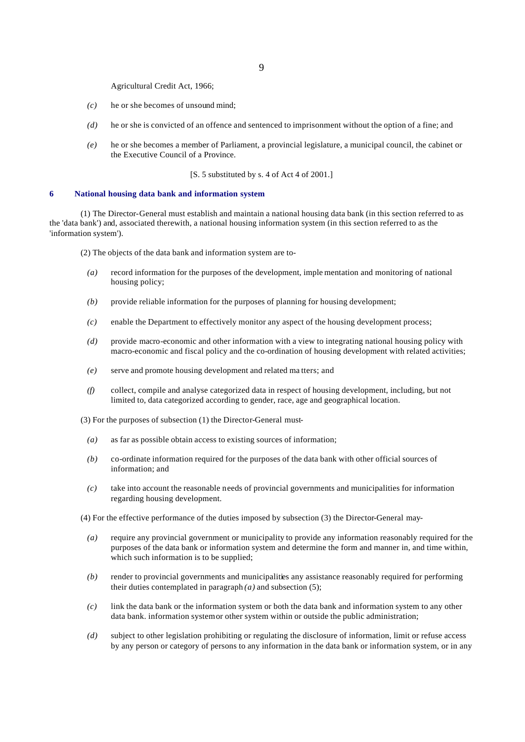Agricultural Credit Act, 1966;

*(c)* he or she becomes of unsound mind;

*(d)* he or she is convicted of an offence and sentenced to imprisonment without the option of a fine; and

*(e)* he or she becomes a member of Parliament, a provincial legislature, a municipal council, the cabinet or the Executive Council of a Province.

[S. 5 substituted by s. 4 of Act 4 of 2001.]

### 6 National housing data bank and information system

(1) The Director-General must establish and maintain a national housing data bank (in this section referred to as the 'data bank') and, associated therewith, a national housing information system (in this section referred to as the 'information system').

(2) The objects of the data bank and information system are to-

*(a)* record information for the purposes of the development, implementation and monitoring of national housing policy;

*(b)* provide reliable information for the purposes of planning for housing development;

*(c)* enable the Department to effectively monitor any aspect of the housing development process;

*(d)* provide macro-economic and other information with a view to integrating national housing policy with macro-economic and fiscal policy and the co-ordination of housing development with related activities;

*(e)* serve and promote housing development and related matters; and

*(f)* collect, compile and analyse categorized data in respect of housing development, including, but not limited to, data categorized according to gender, race, age and geographical location.

(3) For the purposes of subsection (1) the Director-General must-

*(a)* as far as possible obtain access to existing sources of information;

*(b)* co-ordinate information required for the purposes of the data bank with other official sources of information; and

*(c)* take into account the reasonable needs of provincial governments and municipalities for information regarding housing development.

(4) For the effective performance of the duties imposed by subsection (3) the Director-General may-

*(a)* require any provincial government or municipality to provide any information reasonably required for the purposes of the data bank or information system and determine the form and manner in, and time within, which such information is to be supplied;

*(b)* render to provincial governments and municipalities any assistance reasonably required for performing their duties contemplated in paragraph *(a)* and subsection (5);

*(c)* link the data bank or the information system or both the data bank and information system to any other data bank. information system or other system within or outside the public administration;

*(d)* subject to other legislation prohibiting or regulating the disclosure of information, limit or refuse access by any person or category of persons to any information in the data bank or information system, or in any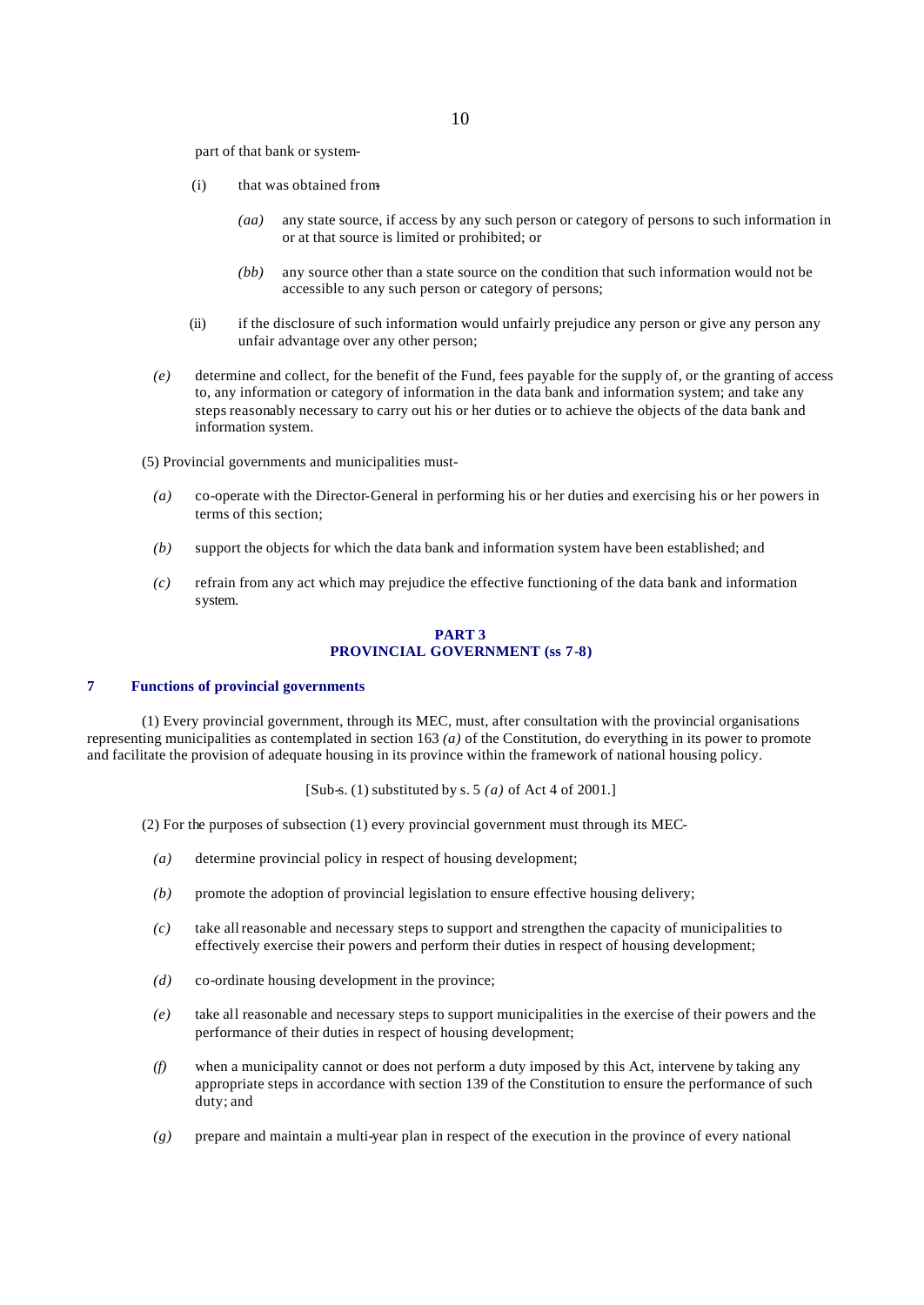part of that bank or system-

(i) that was obtained from-

*(aa)* any state source, if access by any such person or category of persons to such information in or at that source is limited or prohibited; or

*(bb)* any source other than a state source on the condition that such information would not be accessible to any such person or category of persons;

(ii) if the disclosure of such information would unfairly prejudice any person or give any person any unfair advantage over any other person;

*(e)* determine and collect, for the benefit of the Fund, fees payable for the supply of, or the granting of access to, any information or category of information in the data bank and information system; and take any steps reasonably necessary to carry out his or her duties or to achieve the objects of the data bank and information system.

(5) Provincial governments and municipalities must-

*(a)* co-operate with the Director-General in performing his or her duties and exercising his or her powers in terms of this section;

*(b)* support the objects for which the data bank and information system have been established; and

*(c)* refrain from any act which may prejudice the effective functioning of the data bank and information system.

## PART 3
## PROVINCIAL GOVERNMENT (ss 7-8)

### 7 Functions of provincial governments

(1) Every provincial government, through its MEC, must, after consultation with the provincial organisations representing municipalities as contemplated in section 163 *(a)* of the Constitution, do everything in its power to promote and facilitate the provision of adequate housing in its province within the framework of national housing policy.

[Sub-s. (1) substituted by s. 5 *(a)* of Act 4 of 2001.]

(2) For the purposes of subsection (1) every provincial government must through its MEC-

*(a)* determine provincial policy in respect of housing development;

*(b)* promote the adoption of provincial legislation to ensure effective housing delivery;

*(c)* take all reasonable and necessary steps to support and strengthen the capacity of municipalities to effectively exercise their powers and perform their duties in respect of housing development;

*(d)* co-ordinate housing development in the province;

*(e)* take all reasonable and necessary steps to support municipalities in the exercise of their powers and the performance of their duties in respect of housing development;

*(f)* when a municipality cannot or does not perform a duty imposed by this Act, intervene by taking any appropriate steps in accordance with section 139 of the Constitution to ensure the performance of such duty; and

*(g)* prepare and maintain a multi-year plan in respect of the execution in the province of every national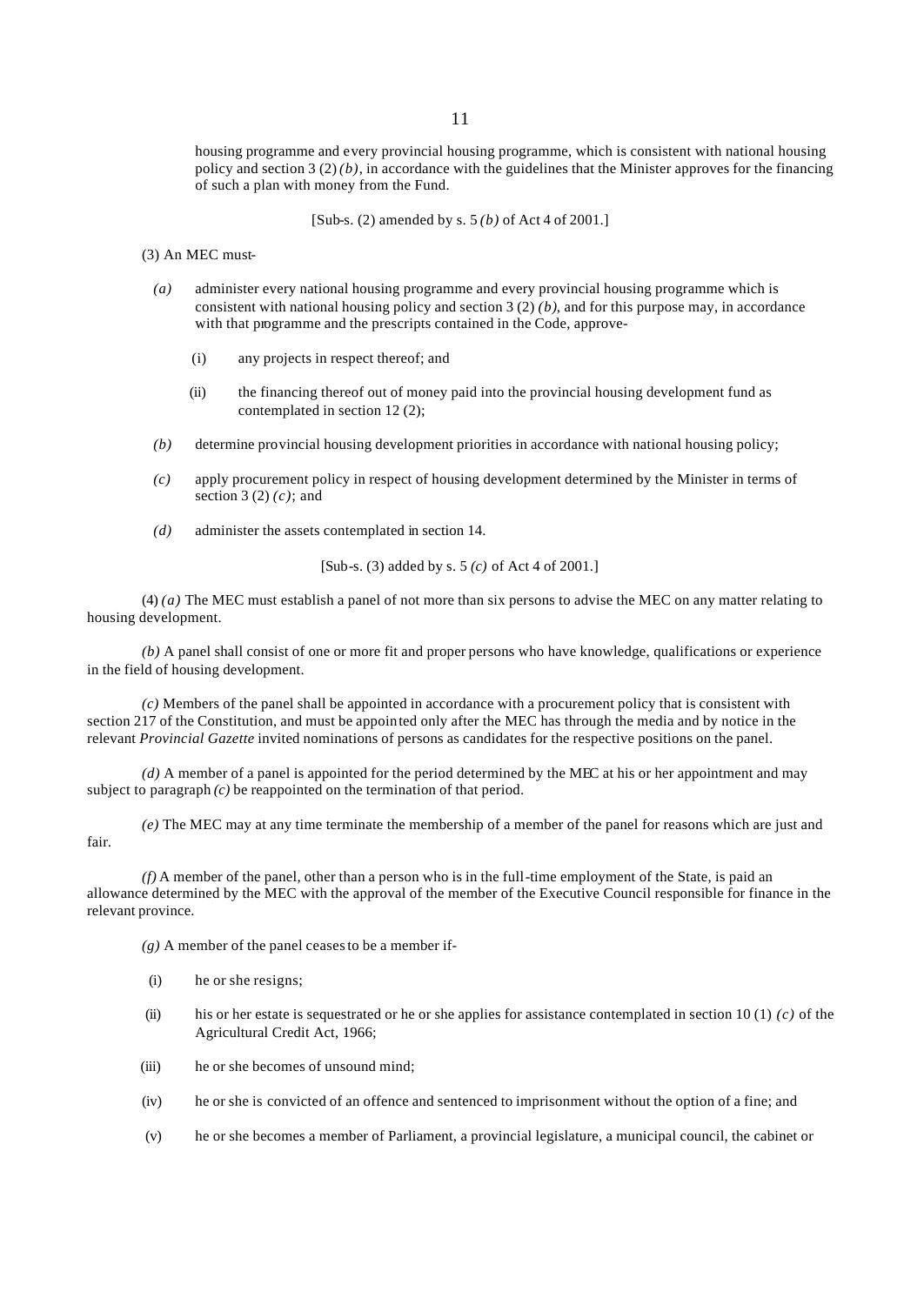housing programme and every provincial housing programme, which is consistent with national housing policy and section 3 (2) *(b)*, in accordance with the guidelines that the Minister approves for the financing of such a plan with money from the Fund.

[Sub-s. (2) amended by s. 5 *(b)* of Act 4 of 2001.]

(3) An MEC must-

*(a)* administer every national housing programme and every provincial housing programme which is consistent with national housing policy and section 3 (2) *(b)*, and for this purpose may, in accordance with that programme and the prescripts contained in the Code, approve-

(i) any projects in respect thereof; and

(ii) the financing thereof out of money paid into the provincial housing development fund as contemplated in section 12 (2);

*(b)* determine provincial housing development priorities in accordance with national housing policy;

*(c)* apply procurement policy in respect of housing development determined by the Minister in terms of section 3 (2) *(c)*; and

*(d)* administer the assets contemplated in section 14.

[Sub-s. (3) added by s. 5 *(c)* of Act 4 of 2001.]

(4) *(a)* The MEC must establish a panel of not more than six persons to advise the MEC on any matter relating to housing development.

*(b)* A panel shall consist of one or more fit and proper persons who have knowledge, qualifications or experience in the field of housing development.

*(c)* Members of the panel shall be appointed in accordance with a procurement policy that is consistent with section 217 of the Constitution, and must be appointed only after the MEC has through the media and by notice in the relevant *Provincial Gazette* invited nominations of persons as candidates for the respective positions on the panel.

*(d)* A member of a panel is appointed for the period determined by the MEC at his or her appointment and may subject to paragraph *(c)* be reappointed on the termination of that period.

*(e)* The MEC may at any time terminate the membership of a member of the panel for reasons which are just and fair.

*(f)* A member of the panel, other than a person who is in the full-time employment of the State, is paid an allowance determined by the MEC with the approval of the member of the Executive Council responsible for finance in the relevant province.

*(g)* A member of the panel ceases to be a member if-

(i) he or she resigns;

(ii) his or her estate is sequestrated or he or she applies for assistance contemplated in section 10 (1) *(c)* of the Agricultural Credit Act, 1966;

(iii) he or she becomes of unsound mind;

(iv) he or she is convicted of an offence and sentenced to imprisonment without the option of a fine; and

(v) he or she becomes a member of Parliament, a provincial legislature, a municipal council, the cabinet or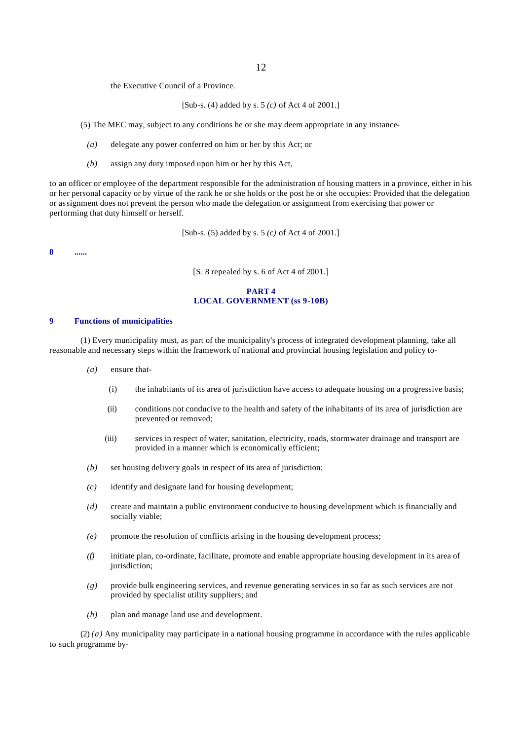the Executive Council of a Province.

[Sub-s. (4) added by s. 5 *(c)* of Act 4 of 2001.]

(5) The MEC may, subject to any conditions he or she may deem appropriate in any instance-

*(a)* delegate any power conferred on him or her by this Act; or

*(b)* assign any duty imposed upon him or her by this Act,

to an officer or employee of the department responsible for the administration of housing matters in a province, either in his or her personal capacity or by virtue of the rank he or she holds or the post he or she occupies: Provided that the delegation or assignment does not prevent the person who made the delegation or assignment from exercising that power or performing that duty himself or herself.

[Sub-s. (5) added by s. 5 *(c)* of Act 4 of 2001.]

**8 ......**

[S. 8 repealed by s. 6 of Act 4 of 2001.]

## PART 4
## LOCAL GOVERNMENT (ss 9-10B)

### 9 Functions of municipalities

(1) Every municipality must, as part of the municipality's process of integrated development planning, take all reasonable and necessary steps within the framework of national and provincial housing legislation and policy to-

*(a)* ensure that-

(i) the inhabitants of its area of jurisdiction have access to adequate housing on a progressive basis;

(ii) conditions not conducive to the health and safety of the inhabitants of its area of jurisdiction are prevented or removed;

(iii) services in respect of water, sanitation, electricity, roads, stormwater drainage and transport are provided in a manner which is economically efficient;

*(b)* set housing delivery goals in respect of its area of jurisdiction;

*(c)* identify and designate land for housing development;

*(d)* create and maintain a public environment conducive to housing development which is financially and socially viable;

*(e)* promote the resolution of conflicts arising in the housing development process;

*(f)* initiate plan, co-ordinate, facilitate, promote and enable appropriate housing development in its area of jurisdiction;

*(g)* provide bulk engineering services, and revenue generating services in so far as such services are not provided by specialist utility suppliers; and

*(h)* plan and manage land use and development.

(2) *(a)* Any municipality may participate in a national housing programme in accordance with the rules applicable to such programme by-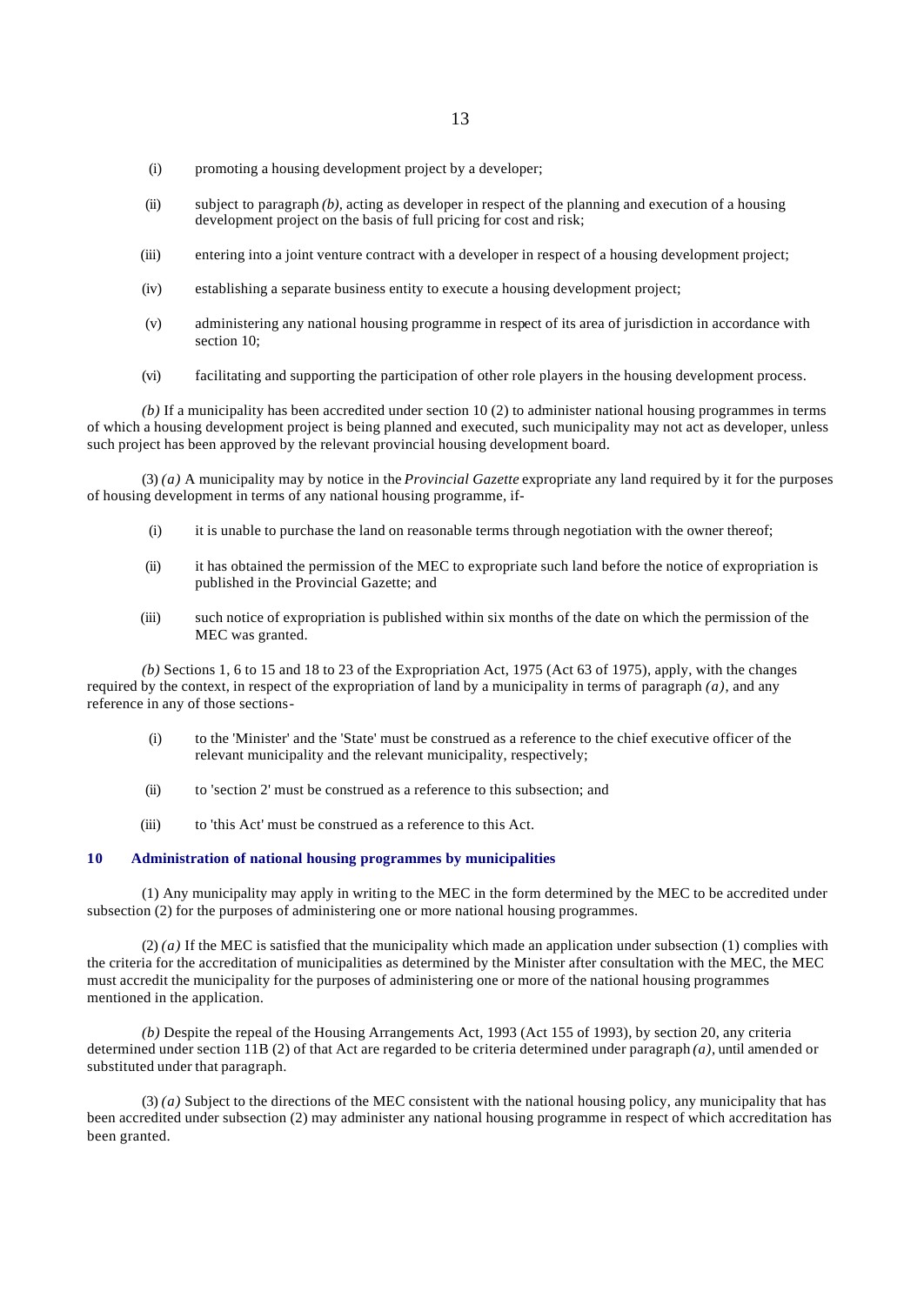(i) promoting a housing development project by a developer;

(ii) subject to paragraph *(b)*, acting as developer in respect of the planning and execution of a housing development project on the basis of full pricing for cost and risk;

(iii) entering into a joint venture contract with a developer in respect of a housing development project;

(iv) establishing a separate business entity to execute a housing development project;

(v) administering any national housing programme in respect of its area of jurisdiction in accordance with section 10;

(vi) facilitating and supporting the participation of other role players in the housing development process.

*(b)* If a municipality has been accredited under section 10 (2) to administer national housing programmes in terms of which a housing development project is being planned and executed, such municipality may not act as developer, unless such project has been approved by the relevant provincial housing development board.

(3) *(a)* A municipality may by notice in the *Provincial Gazette* expropriate any land required by it for the purposes of housing development in terms of any national housing programme, if-

(i) it is unable to purchase the land on reasonable terms through negotiation with the owner thereof;

(ii) it has obtained the permission of the MEC to expropriate such land before the notice of expropriation is published in the Provincial Gazette; and

(iii) such notice of expropriation is published within six months of the date on which the permission of the MEC was granted.

*(b)* Sections 1, 6 to 15 and 18 to 23 of the Expropriation Act, 1975 (Act 63 of 1975), apply, with the changes required by the context, in respect of the expropriation of land by a municipality in terms of paragraph *(a)*, and any reference in any of those sections-

(i) to the 'Minister' and the 'State' must be construed as a reference to the chief executive officer of the relevant municipality and the relevant municipality, respectively;

(ii) to 'section 2' must be construed as a reference to this subsection; and

(iii) to 'this Act' must be construed as a reference to this Act.

### 10 Administration of national housing programmes by municipalities

(1) Any municipality may apply in writing to the MEC in the form determined by the MEC to be accredited under subsection (2) for the purposes of administering one or more national housing programmes.

(2) *(a)* If the MEC is satisfied that the municipality which made an application under subsection (1) complies with the criteria for the accreditation of municipalities as determined by the Minister after consultation with the MEC, the MEC must accredit the municipality for the purposes of administering one or more of the national housing programmes mentioned in the application.

*(b)* Despite the repeal of the Housing Arrangements Act, 1993 (Act 155 of 1993), by section 20, any criteria determined under section 11B (2) of that Act are regarded to be criteria determined under paragraph *(a)*, until amended or substituted under that paragraph.

(3) *(a)* Subject to the directions of the MEC consistent with the national housing policy, any municipality that has been accredited under subsection (2) may administer any national housing programme in respect of which accreditation has been granted.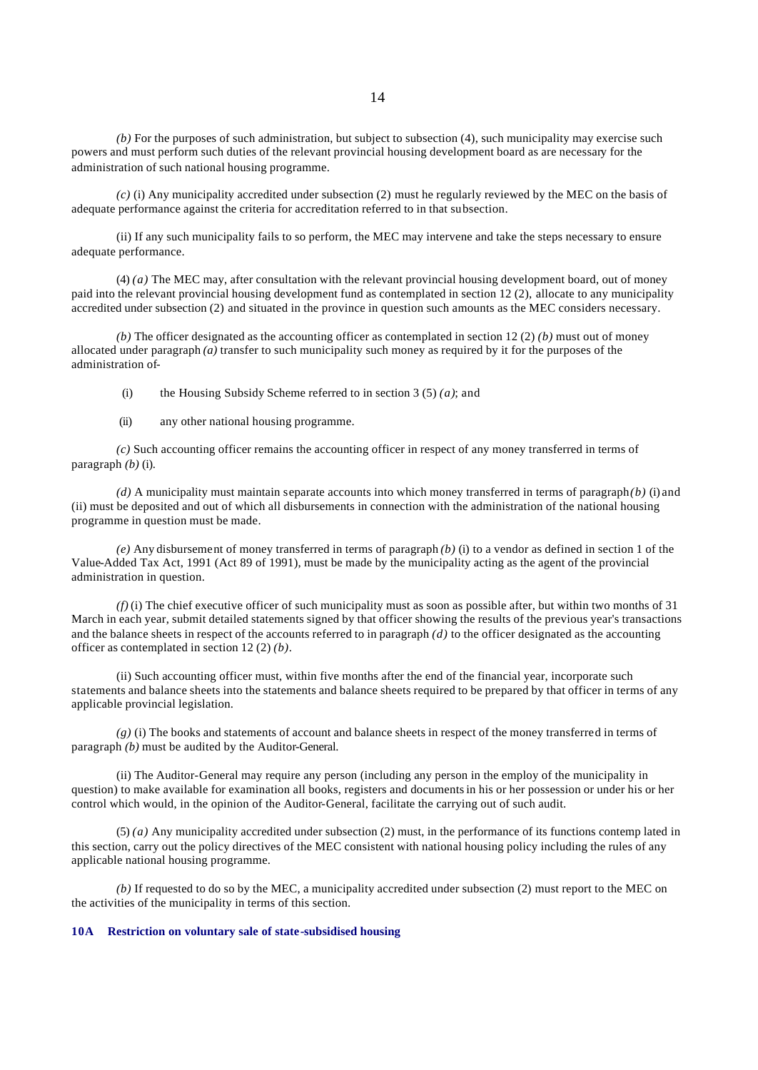*(b)* For the purposes of such administration, but subject to subsection (4), such municipality may exercise such powers and must perform such duties of the relevant provincial housing development board as are necessary for the administration of such national housing programme.

*(c)* (i) Any municipality accredited under subsection (2) must he regularly reviewed by the MEC on the basis of adequate performance against the criteria for accreditation referred to in that subsection.

(ii) If any such municipality fails to so perform, the MEC may intervene and take the steps necessary to ensure adequate performance.

(4) *(a)* The MEC may, after consultation with the relevant provincial housing development board, out of money paid into the relevant provincial housing development fund as contemplated in section 12 (2), allocate to any municipality accredited under subsection (2) and situated in the province in question such amounts as the MEC considers necessary.

*(b)* The officer designated as the accounting officer as contemplated in section 12 (2) *(b)* must out of money allocated under paragraph *(a)* transfer to such municipality such money as required by it for the purposes of the administration of-

(i) the Housing Subsidy Scheme referred to in section 3 (5) *(a)*; and

(ii) any other national housing programme.

*(c)* Such accounting officer remains the accounting officer in respect of any money transferred in terms of paragraph *(b)* (i).

*(d)* A municipality must maintain separate accounts into which money transferred in terms of paragraph *(b)* (i) and (ii) must be deposited and out of which all disbursements in connection with the administration of the national housing programme in question must be made.

*(e)* Any disbursement of money transferred in terms of paragraph *(b)* (i) to a vendor as defined in section 1 of the Value-Added Tax Act, 1991 (Act 89 of 1991), must be made by the municipality acting as the agent of the provincial administration in question.

*(f)* (i) The chief executive officer of such municipality must as soon as possible after, but within two months of 31 March in each year, submit detailed statements signed by that officer showing the results of the previous year's transactions and the balance sheets in respect of the accounts referred to in paragraph *(d)* to the officer designated as the accounting officer as contemplated in section 12 (2) *(b)*.

(ii) Such accounting officer must, within five months after the end of the financial year, incorporate such statements and balance sheets into the statements and balance sheets required to be prepared by that officer in terms of any applicable provincial legislation.

*(g)* (i) The books and statements of account and balance sheets in respect of the money transferred in terms of paragraph *(b)* must be audited by the Auditor-General.

(ii) The Auditor-General may require any person (including any person in the employ of the municipality in question) to make available for examination all books, registers and documents in his or her possession or under his or her control which would, in the opinion of the Auditor-General, facilitate the carrying out of such audit.

(5) *(a)* Any municipality accredited under subsection (2) must, in the performance of its functions contemp lated in this section, carry out the policy directives of the MEC consistent with national housing policy including the rules of any applicable national housing programme.

*(b)* If requested to do so by the MEC, a municipality accredited under subsection (2) must report to the MEC on the activities of the municipality in terms of this section.

### 10A Restriction on voluntary sale of state-subsidised housing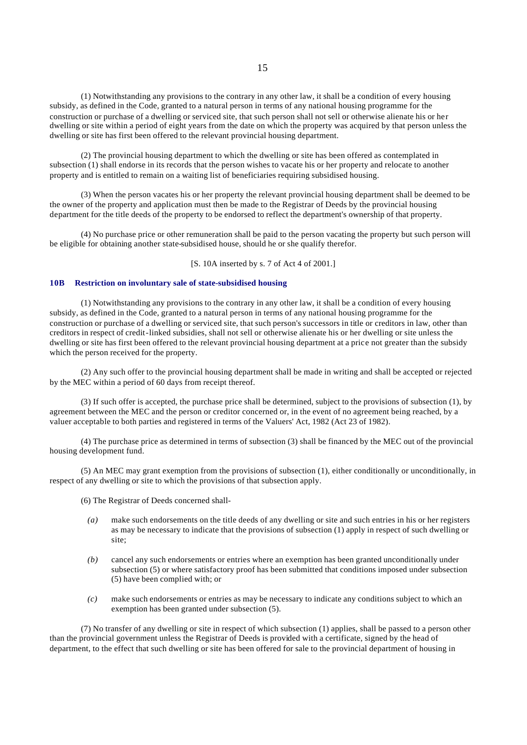(1) Notwithstanding any provisions to the contrary in any other law, it shall be a condition of every housing subsidy, as defined in the Code, granted to a natural person in terms of any national housing programme for the construction or purchase of a dwelling or serviced site, that such person shall not sell or otherwise alienate his or her dwelling or site within a period of eight years from the date on which the property was acquired by that person unless the dwelling or site has first been offered to the relevant provincial housing department.

(2) The provincial housing department to which the dwelling or site has been offered as contemplated in subsection (1) shall endorse in its records that the person wishes to vacate his or her property and relocate to another property and is entitled to remain on a waiting list of beneficiaries requiring subsidised housing.

(3) When the person vacates his or her property the relevant provincial housing department shall be deemed to be the owner of the property and application must then be made to the Registrar of Deeds by the provincial housing department for the title deeds of the property to be endorsed to reflect the department's ownership of that property.

(4) No purchase price or other remuneration shall be paid to the person vacating the property but such person will be eligible for obtaining another state-subsidised house, should he or she qualify therefor.

[S. 10A inserted by s. 7 of Act 4 of 2001.]

### 10B Restriction on involuntary sale of state-subsidised housing

(1) Notwithstanding any provisions to the contrary in any other law, it shall be a condition of every housing subsidy, as defined in the Code, granted to a natural person in terms of any national housing programme for the construction or purchase of a dwelling or serviced site, that such person's successors in title or creditors in law, other than creditors in respect of credit-linked subsidies, shall not sell or otherwise alienate his or her dwelling or site unless the dwelling or site has first been offered to the relevant provincial housing department at a price not greater than the subsidy which the person received for the property.

(2) Any such offer to the provincial housing department shall be made in writing and shall be accepted or rejected by the MEC within a period of 60 days from receipt thereof.

(3) If such offer is accepted, the purchase price shall be determined, subject to the provisions of subsection (1), by agreement between the MEC and the person or creditor concerned or, in the event of no agreement being reached, by a valuer acceptable to both parties and registered in terms of the Valuers' Act, 1982 (Act 23 of 1982).

(4) The purchase price as determined in terms of subsection (3) shall be financed by the MEC out of the provincial housing development fund.

(5) An MEC may grant exemption from the provisions of subsection (1), either conditionally or unconditionally, in respect of any dwelling or site to which the provisions of that subsection apply.

(6) The Registrar of Deeds concerned shall-

*(a)* make such endorsements on the title deeds of any dwelling or site and such entries in his or her registers as may be necessary to indicate that the provisions of subsection (1) apply in respect of such dwelling or site;

*(b)* cancel any such endorsements or entries where an exemption has been granted unconditionally under subsection (5) or where satisfactory proof has been submitted that conditions imposed under subsection (5) have been complied with; or

*(c)* make such endorsements or entries as may be necessary to indicate any conditions subject to which an exemption has been granted under subsection (5).

(7) No transfer of any dwelling or site in respect of which subsection (1) applies, shall be passed to a person other than the provincial government unless the Registrar of Deeds is provided with a certificate, signed by the head of department, to the effect that such dwelling or site has been offered for sale to the provincial department of housing in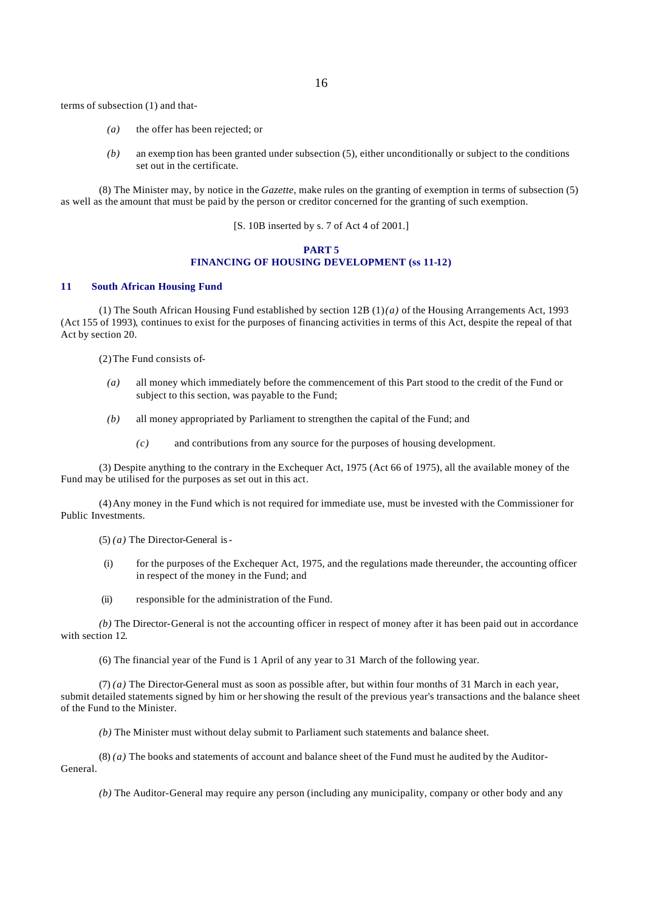terms of subsection (1) and that-

*(a)* the offer has been rejected; or

*(b)* an exemp tion has been granted under subsection (5), either unconditionally or subject to the conditions set out in the certificate.

(8) The Minister may, by notice in the *Gazette*, make rules on the granting of exemption in terms of subsection (5) as well as the amount that must be paid by the person or creditor concerned for the granting of such exemption.

[S. 10B inserted by s. 7 of Act 4 of 2001.]

## PART 5
## FINANCING OF HOUSING DEVELOPMENT (ss 11-12)

### 11 South African Housing Fund

(1) The South African Housing Fund established by section 12B (1)*(a)* of the Housing Arrangements Act, 1993 (Act 155 of 1993), continues to exist for the purposes of financing activities in terms of this Act, despite the repeal of that Act by section 20.

(2) The Fund consists of-

*(a)* all money which immediately before the commencement of this Part stood to the credit of the Fund or subject to this section, was payable to the Fund;

*(b)* all money appropriated by Parliament to strengthen the capital of the Fund; and

*(c)* and contributions from any source for the purposes of housing development.

(3) Despite anything to the contrary in the Exchequer Act, 1975 (Act 66 of 1975), all the available money of the Fund may be utilised for the purposes as set out in this act.

(4) Any money in the Fund which is not required for immediate use, must be invested with the Commissioner for Public Investments.

(5) *(a)* The Director-General is -

(i) for the purposes of the Exchequer Act, 1975, and the regulations made thereunder, the accounting officer in respect of the money in the Fund; and

(ii) responsible for the administration of the Fund.

*(b)* The Director-General is not the accounting officer in respect of money after it has been paid out in accordance with section 12.

(6) The financial year of the Fund is 1 April of any year to 31 March of the following year.

(7) *(a)* The Director-General must as soon as possible after, but within four months of 31 March in each year, submit detailed statements signed by him or her showing the result of the previous year's transactions and the balance sheet of the Fund to the Minister.

*(b)* The Minister must without delay submit to Parliament such statements and balance sheet.

(8) *(a)* The books and statements of account and balance sheet of the Fund must he audited by the Auditor-General.

*(b)* The Auditor-General may require any person (including any municipality, company or other body and any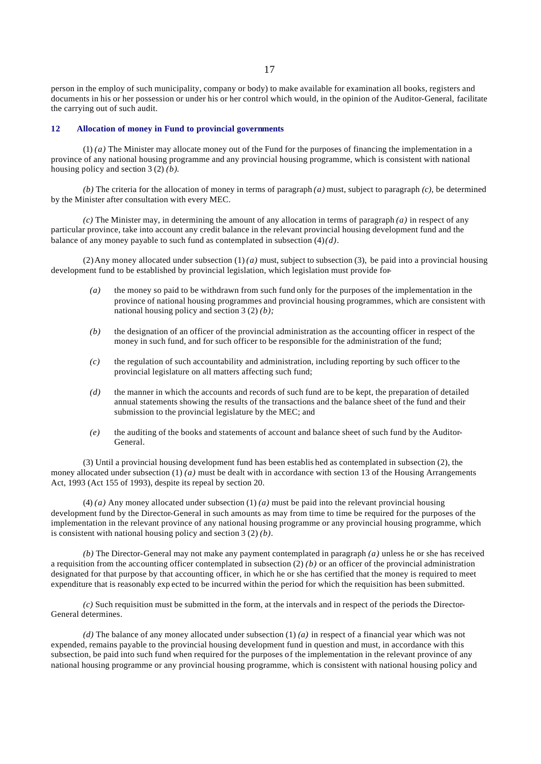person in the employ of such municipality, company or body) to make available for examination all books, registers and documents in his or her possession or under his or her control which would, in the opinion of the Auditor-General, facilitate the carrying out of such audit.

### 12 Allocation of money in Fund to provincial governments

(1) *(a)* The Minister may allocate money out of the Fund for the purposes of financing the implementation in a province of any national housing programme and any provincial housing programme, which is consistent with national housing policy and section 3 (2) *(b)*.

*(b)* The criteria for the allocation of money in terms of paragraph *(a)* must, subject to paragraph *(c)*, be determined by the Minister after consultation with every MEC.

*(c)* The Minister may, in determining the amount of any allocation in terms of paragraph *(a)* in respect of any particular province, take into account any credit balance in the relevant provincial housing development fund and the balance of any money payable to such fund as contemplated in subsection (4) *(d)*.

(2) Any money allocated under subsection (1) *(a)* must, subject to subsection (3), be paid into a provincial housing development fund to be established by provincial legislation, which legislation must provide for-

*(a)* the money so paid to be withdrawn from such fund only for the purposes of the implementation in the province of national housing programmes and provincial housing programmes, which are consistent with national housing policy and section 3 (2) *(b)*;

*(b)* the designation of an officer of the provincial administration as the accounting officer in respect of the money in such fund, and for such officer to be responsible for the administration of the fund;

*(c)* the regulation of such accountability and administration, including reporting by such officer to the provincial legislature on all matters affecting such fund;

*(d)* the manner in which the accounts and records of such fund are to be kept, the preparation of detailed annual statements showing the results of the transactions and the balance sheet of the fund and their submission to the provincial legislature by the MEC; and

*(e)* the auditing of the books and statements of account and balance sheet of such fund by the Auditor-General.

(3) Until a provincial housing development fund has been established as contemplated in subsection (2), the money allocated under subsection (1) *(a)* must be dealt with in accordance with section 13 of the Housing Arrangements Act, 1993 (Act 155 of 1993), despite its repeal by section 20.

(4) *(a)* Any money allocated under subsection (1) *(a)* must be paid into the relevant provincial housing development fund by the Director-General in such amounts as may from time to time be required for the purposes of the implementation in the relevant province of any national housing programme or any provincial housing programme, which is consistent with national housing policy and section 3 (2) *(b)*.

*(b)* The Director-General may not make any payment contemplated in paragraph *(a)* unless he or she has received a requisition from the accounting officer contemplated in subsection (2) *(b)* or an officer of the provincial administration designated for that purpose by that accounting officer, in which he or she has certified that the money is required to meet expenditure that is reasonably expected to be incurred within the period for which the requisition has been submitted.

*(c)* Such requisition must be submitted in the form, at the intervals and in respect of the periods the Director-General determines.

*(d)* The balance of any money allocated under subsection (1) *(a)* in respect of a financial year which was not expended, remains payable to the provincial housing development fund in question and must, in accordance with this subsection, be paid into such fund when required for the purposes of the implementation in the relevant province of any national housing programme or any provincial housing programme, which is consistent with national housing policy and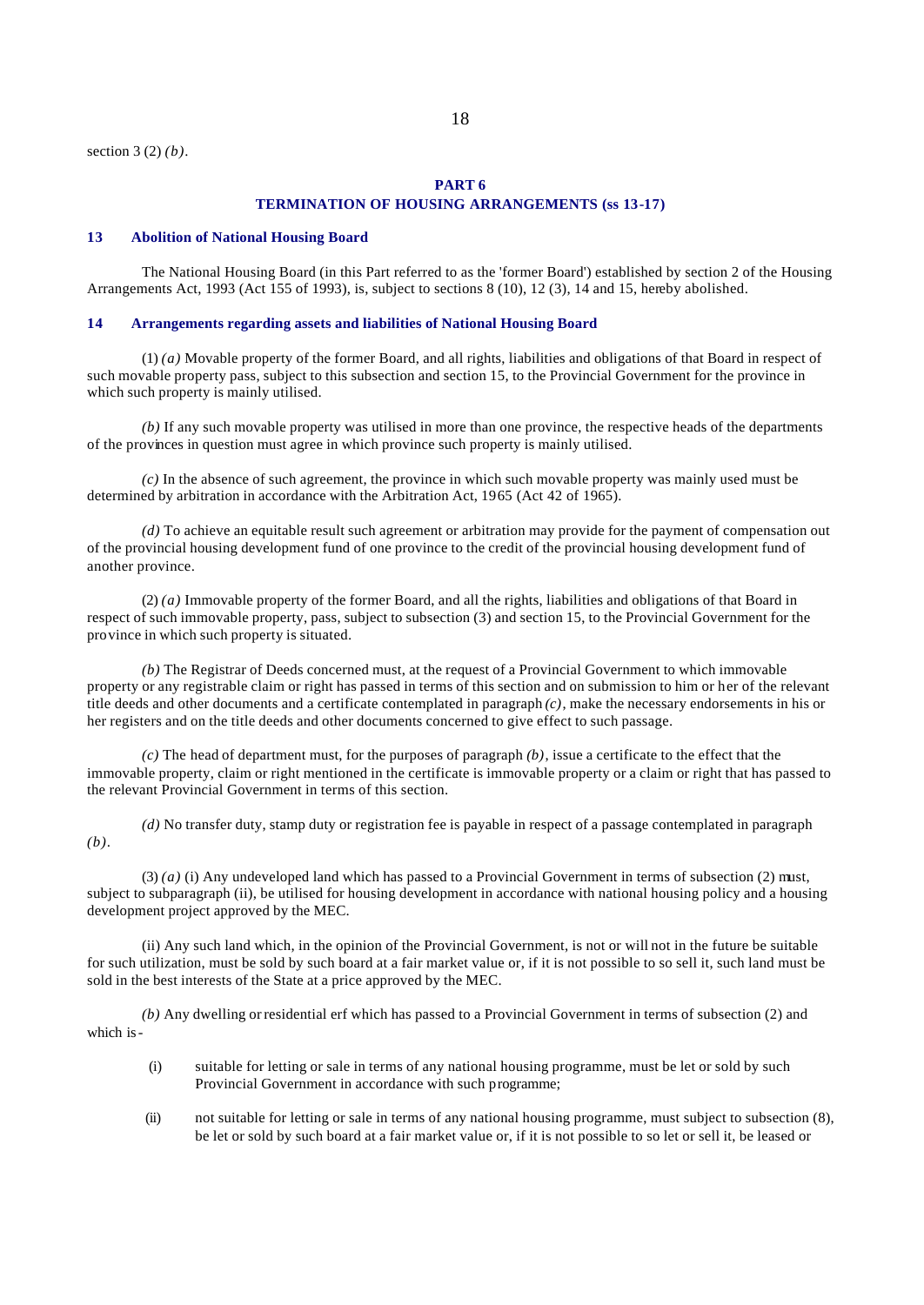section 3 (2) *(b)*.

## PART 6
## TERMINATION OF HOUSING ARRANGEMENTS (ss 13-17)

### 13 Abolition of National Housing Board

The National Housing Board (in this Part referred to as the 'former Board') established by section 2 of the Housing Arrangements Act, 1993 (Act 155 of 1993), is, subject to sections 8 (10), 12 (3), 14 and 15, hereby abolished.

### 14 Arrangements regarding assets and liabilities of National Housing Board

(1) *(a)* Movable property of the former Board, and all rights, liabilities and obligations of that Board in respect of such movable property pass, subject to this subsection and section 15, to the Provincial Government for the province in which such property is mainly utilised.

*(b)* If any such movable property was utilised in more than one province, the respective heads of the departments of the provinces in question must agree in which province such property is mainly utilised.

*(c)* In the absence of such agreement, the province in which such movable property was mainly used must be determined by arbitration in accordance with the Arbitration Act, 1965 (Act 42 of 1965).

*(d)* To achieve an equitable result such agreement or arbitration may provide for the payment of compensation out of the provincial housing development fund of one province to the credit of the provincial housing development fund of another province.

(2) *(a)* Immovable property of the former Board, and all the rights, liabilities and obligations of that Board in respect of such immovable property, pass, subject to subsection (3) and section 15, to the Provincial Government for the province in which such property is situated.

*(b)* The Registrar of Deeds concerned must, at the request of a Provincial Government to which immovable property or any registrable claim or right has passed in terms of this section and on submission to him or her of the relevant title deeds and other documents and a certificate contemplated in paragraph *(c)*, make the necessary endorsements in his or her registers and on the title deeds and other documents concerned to give effect to such passage.

*(c)* The head of department must, for the purposes of paragraph *(b)*, issue a certificate to the effect that the immovable property, claim or right mentioned in the certificate is immovable property or a claim or right that has passed to the relevant Provincial Government in terms of this section.

*(d)* No transfer duty, stamp duty or registration fee is payable in respect of a passage contemplated in paragraph *(b)*.

(3) *(a)* (i) Any undeveloped land which has passed to a Provincial Government in terms of subsection (2) must, subject to subparagraph (ii), be utilised for housing development in accordance with national housing policy and a housing development project approved by the MEC.

(ii) Any such land which, in the opinion of the Provincial Government, is not or will not in the future be suitable for such utilization, must be sold by such board at a fair market value or, if it is not possible to so sell it, such land must be sold in the best interests of the State at a price approved by the MEC.

*(b)* Any dwelling or residential erf which has passed to a Provincial Government in terms of subsection (2) and which is-

(i) suitable for letting or sale in terms of any national housing programme, must be let or sold by such Provincial Government in accordance with such programme;

(ii) not suitable for letting or sale in terms of any national housing programme, must subject to subsection (8), be let or sold by such board at a fair market value or, if it is not possible to so let or sell it, be leased or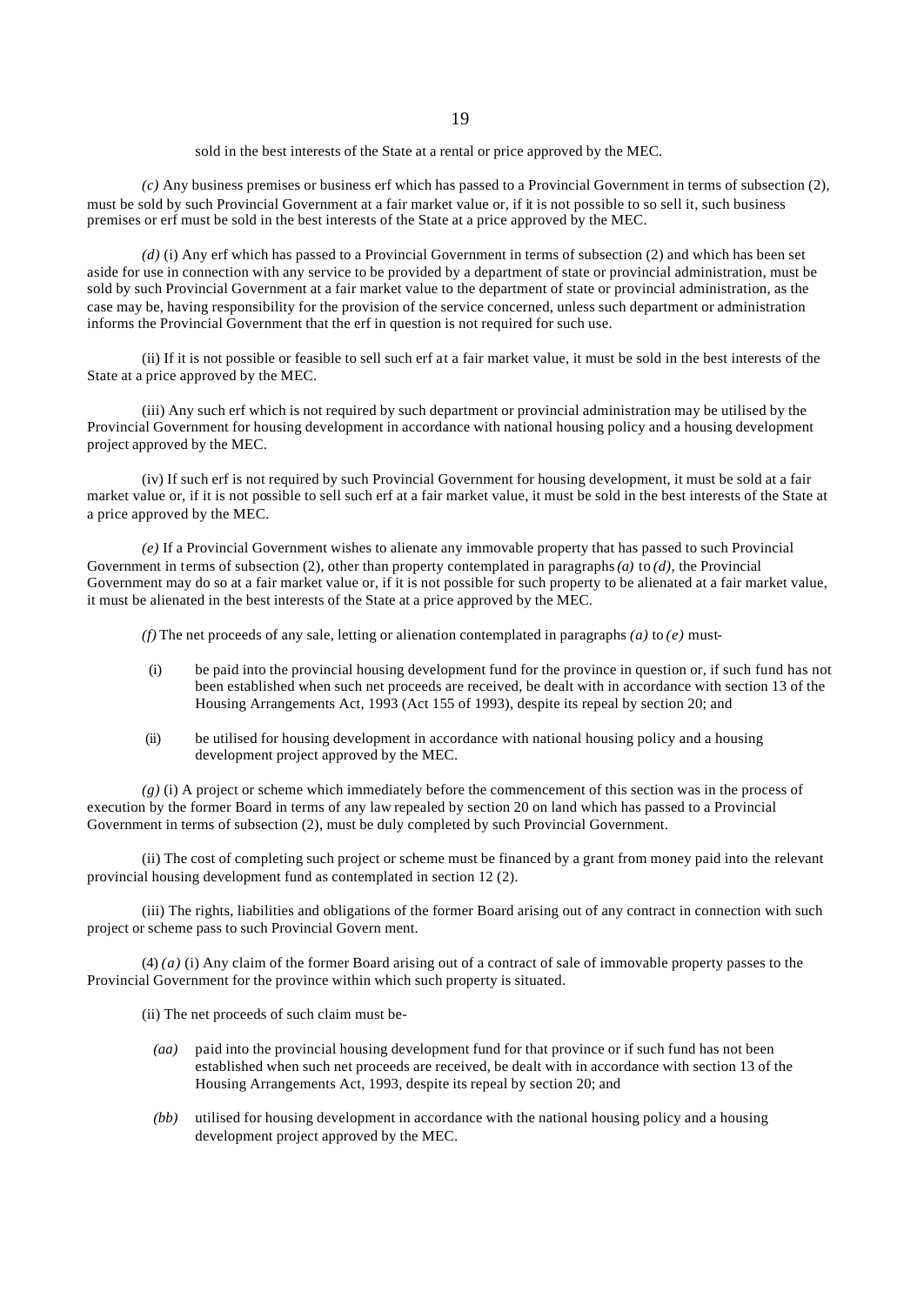sold in the best interests of the State at a rental or price approved by the MEC.

*(c)* Any business premises or business erf which has passed to a Provincial Government in terms of subsection (2), must be sold by such Provincial Government at a fair market value or, if it is not possible to so sell it, such business premises or erf must be sold in the best interests of the State at a price approved by the MEC.

*(d)* (i) Any erf which has passed to a Provincial Government in terms of subsection (2) and which has been set aside for use in connection with any service to be provided by a department of state or provincial administration, must be sold by such Provincial Government at a fair market value to the department of state or provincial administration, as the case may be, having responsibility for the provision of the service concerned, unless such department or administration informs the Provincial Government that the erf in question is not required for such use.

(ii) If it is not possible or feasible to sell such erf at a fair market value, it must be sold in the best interests of the State at a price approved by the MEC.

(iii) Any such erf which is not required by such department or provincial administration may be utilised by the Provincial Government for housing development in accordance with national housing policy and a housing development project approved by the MEC.

(iv) If such erf is not required by such Provincial Government for housing development, it must be sold at a fair market value or, if it is not possible to sell such erf at a fair market value, it must be sold in the best interests of the State at a price approved by the MEC.

*(e)* If a Provincial Government wishes to alienate any immovable property that has passed to such Provincial Government in terms of subsection (2), other than property contemplated in paragraphs *(a)* to *(d)*, the Provincial Government may do so at a fair market value or, if it is not possible for such property to be alienated at a fair market value, it must be alienated in the best interests of the State at a price approved by the MEC.

*(f)* The net proceeds of any sale, letting or alienation contemplated in paragraphs *(a)* to *(e)* must-

(i) be paid into the provincial housing development fund for the province in question or, if such fund has not been established when such net proceeds are received, be dealt with in accordance with section 13 of the Housing Arrangements Act, 1993 (Act 155 of 1993), despite its repeal by section 20; and

(ii) be utilised for housing development in accordance with national housing policy and a housing development project approved by the MEC.

*(g)* (i) A project or scheme which immediately before the commencement of this section was in the process of execution by the former Board in terms of any law repealed by section 20 on land which has passed to a Provincial Government in terms of subsection (2), must be duly completed by such Provincial Government.

(ii) The cost of completing such project or scheme must be financed by a grant from money paid into the relevant provincial housing development fund as contemplated in section 12 (2).

(iii) The rights, liabilities and obligations of the former Board arising out of any contract in connection with such project or scheme pass to such Provincial Govern ment.

(4) *(a)* (i) Any claim of the former Board arising out of a contract of sale of immovable property passes to the Provincial Government for the province within which such property is situated.

(ii) The net proceeds of such claim must be-

*(aa)* paid into the provincial housing development fund for that province or if such fund has not been established when such net proceeds are received, be dealt with in accordance with section 13 of the Housing Arrangements Act, 1993, despite its repeal by section 20; and

*(bb)* utilised for housing development in accordance with the national housing policy and a housing development project approved by the MEC.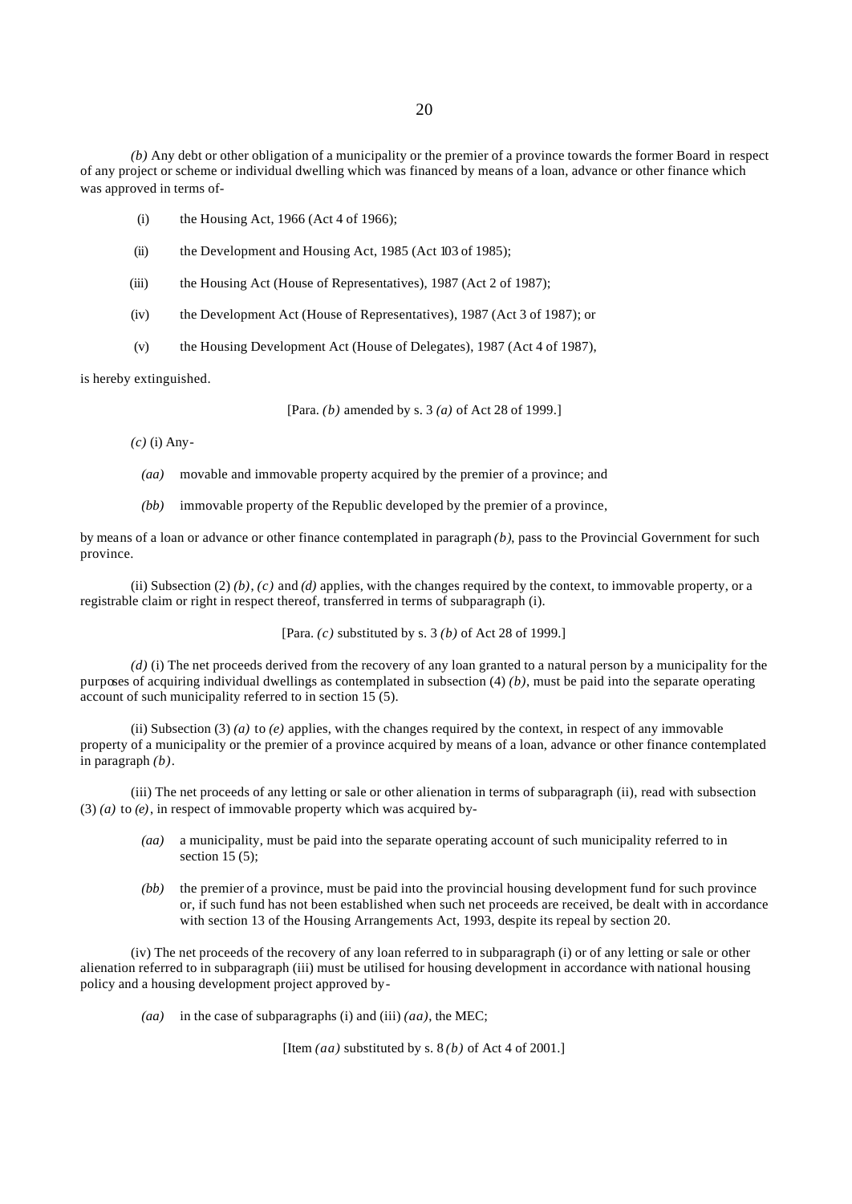*(b)* Any debt or other obligation of a municipality or the premier of a province towards the former Board in respect of any project or scheme or individual dwelling which was financed by means of a loan, advance or other finance which was approved in terms of-

(i) the Housing Act, 1966 (Act 4 of 1966);

(ii) the Development and Housing Act, 1985 (Act 103 of 1985);

(iii) the Housing Act (House of Representatives), 1987 (Act 2 of 1987);

(iv) the Development Act (House of Representatives), 1987 (Act 3 of 1987); or

(v) the Housing Development Act (House of Delegates), 1987 (Act 4 of 1987),

is hereby extinguished.

[Para. *(b)* amended by s. 3 *(a)* of Act 28 of 1999.]

*(c)* (i) Any-

*(aa)* movable and immovable property acquired by the premier of a province; and

*(bb)* immovable property of the Republic developed by the premier of a province,

by means of a loan or advance or other finance contemplated in paragraph *(b)*, pass to the Provincial Government for such province.

(ii) Subsection (2) *(b)*, *(c)* and *(d)* applies, with the changes required by the context, to immovable property, or a registrable claim or right in respect thereof, transferred in terms of subparagraph (i).

[Para. *(c)* substituted by s. 3 *(b)* of Act 28 of 1999.]

*(d)* (i) The net proceeds derived from the recovery of any loan granted to a natural person by a municipality for the purposes of acquiring individual dwellings as contemplated in subsection (4) *(b)*, must be paid into the separate operating account of such municipality referred to in section 15 (5).

(ii) Subsection (3) *(a)* to *(e)* applies, with the changes required by the context, in respect of any immovable property of a municipality or the premier of a province acquired by means of a loan, advance or other finance contemplated in paragraph *(b)*.

(iii) The net proceeds of any letting or sale or other alienation in terms of subparagraph (ii), read with subsection (3) *(a)* to *(e)*, in respect of immovable property which was acquired by-

*(aa)* a municipality, must be paid into the separate operating account of such municipality referred to in section 15 (5);

*(bb)* the premier of a province, must be paid into the provincial housing development fund for such province or, if such fund has not been established when such net proceeds are received, be dealt with in accordance with section 13 of the Housing Arrangements Act, 1993, despite its repeal by section 20.

(iv) The net proceeds of the recovery of any loan referred to in subparagraph (i) or of any letting or sale or other alienation referred to in subparagraph (iii) must be utilised for housing development in accordance with national housing policy and a housing development project approved by-

*(aa)* in the case of subparagraphs (i) and (iii) *(aa)*, the MEC;

[Item *(aa)* substituted by s. 8 *(b)* of Act 4 of 2001.]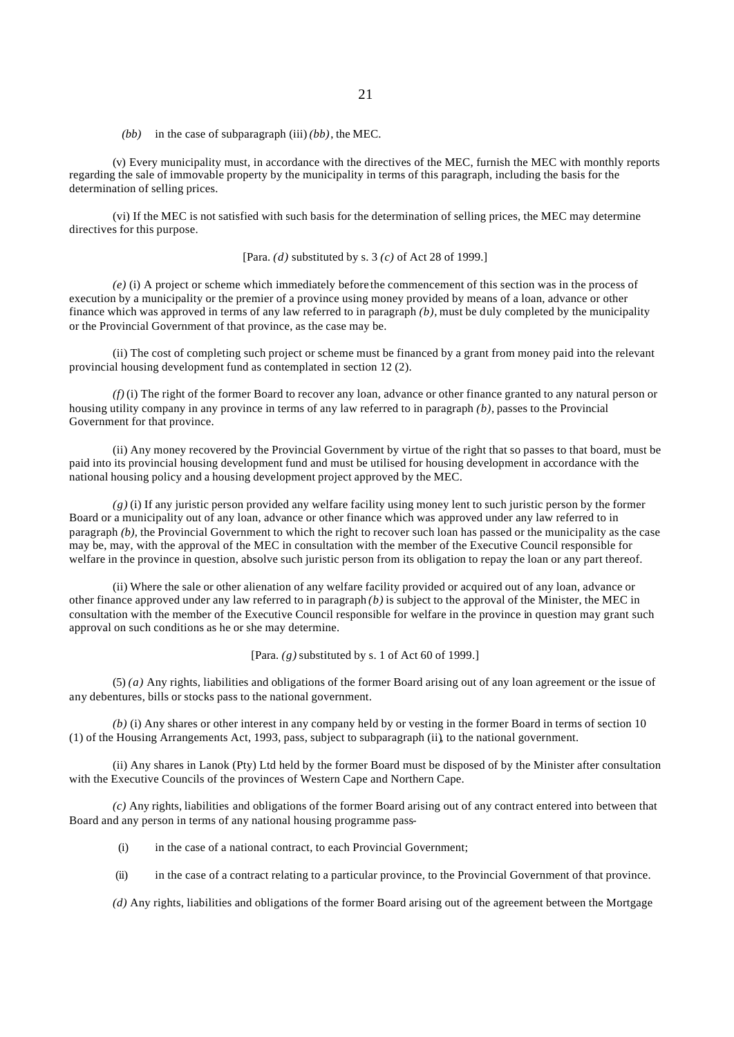*(bb)* in the case of subparagraph (iii) *(bb)*, the MEC.

(v) Every municipality must, in accordance with the directives of the MEC, furnish the MEC with monthly reports regarding the sale of immovable property by the municipality in terms of this paragraph, including the basis for the determination of selling prices.

(vi) If the MEC is not satisfied with such basis for the determination of selling prices, the MEC may determine directives for this purpose.

[Para. *(d)* substituted by s. 3 *(c)* of Act 28 of 1999.]

*(e)* (i) A project or scheme which immediately before the commencement of this section was in the process of execution by a municipality or the premier of a province using money provided by means of a loan, advance or other finance which was approved in terms of any law referred to in paragraph *(b)*, must be duly completed by the municipality or the Provincial Government of that province, as the case may be.

(ii) The cost of completing such project or scheme must be financed by a grant from money paid into the relevant provincial housing development fund as contemplated in section 12 (2).

*(f)* (i) The right of the former Board to recover any loan, advance or other finance granted to any natural person or housing utility company in any province in terms of any law referred to in paragraph *(b)*, passes to the Provincial Government for that province.

(ii) Any money recovered by the Provincial Government by virtue of the right that so passes to that board, must be paid into its provincial housing development fund and must be utilised for housing development in accordance with the national housing policy and a housing development project approved by the MEC.

*(g)* (i) If any juristic person provided any welfare facility using money lent to such juristic person by the former Board or a municipality out of any loan, advance or other finance which was approved under any law referred to in paragraph *(b)*, the Provincial Government to which the right to recover such loan has passed or the municipality as the case may be, may, with the approval of the MEC in consultation with the member of the Executive Council responsible for welfare in the province in question, absolve such juristic person from its obligation to repay the loan or any part thereof.

(ii) Where the sale or other alienation of any welfare facility provided or acquired out of any loan, advance or other finance approved under any law referred to in paragraph *(b)* is subject to the approval of the Minister, the MEC in consultation with the member of the Executive Council responsible for welfare in the province in question may grant such approval on such conditions as he or she may determine.

[Para. *(g)* substituted by s. 1 of Act 60 of 1999.]

(5) *(a)* Any rights, liabilities and obligations of the former Board arising out of any loan agreement or the issue of any debentures, bills or stocks pass to the national government.

*(b)* (i) Any shares or other interest in any company held by or vesting in the former Board in terms of section 10 (1) of the Housing Arrangements Act, 1993, pass, subject to subparagraph (ii), to the national government.

(ii) Any shares in Lanok (Pty) Ltd held by the former Board must be disposed of by the Minister after consultation with the Executive Councils of the provinces of Western Cape and Northern Cape.

*(c)* Any rights, liabilities and obligations of the former Board arising out of any contract entered into between that Board and any person in terms of any national housing programme pass-

(i) in the case of a national contract, to each Provincial Government;

(ii) in the case of a contract relating to a particular province, to the Provincial Government of that province.

*(d)* Any rights, liabilities and obligations of the former Board arising out of the agreement between the Mortgage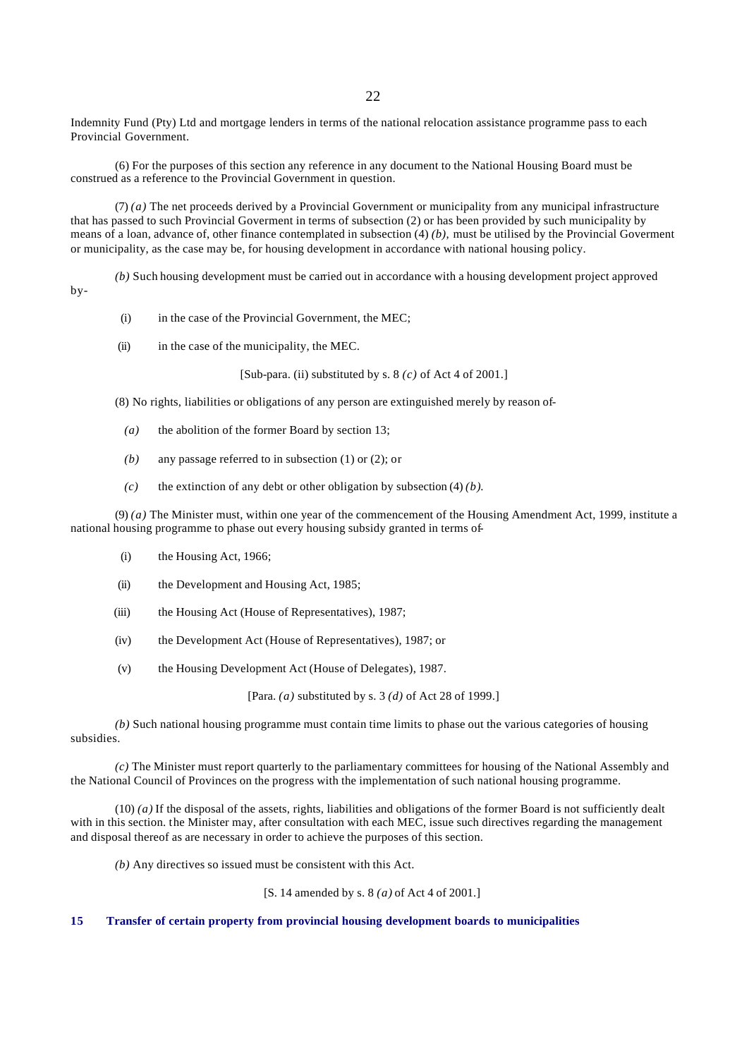Indemnity Fund (Pty) Ltd and mortgage lenders in terms of the national relocation assistance programme pass to each Provincial Government.

(6) For the purposes of this section any reference in any document to the National Housing Board must be construed as a reference to the Provincial Government in question.

(7) *(a)* The net proceeds derived by a Provincial Government or municipality from any municipal infrastructure that has passed to such Provincial Goverment in terms of subsection (2) or has been provided by such municipality by means of a loan, advance of, other finance contemplated in subsection (4) *(b),* must be utilised by the Provincial Goverment or municipality, as the case may be, for housing development in accordance with national housing policy.

*(b)* Such housing development must be carried out in accordance with a housing development project approved by-

(i) in the case of the Provincial Government, the MEC;

(ii) in the case of the municipality, the MEC.

[Sub-para. (ii) substituted by s. 8 *(c)* of Act 4 of 2001.]

(8) No rights, liabilities or obligations of any person are extinguished merely by reason of-

*(a)* the abolition of the former Board by section 13;

*(b)* any passage referred to in subsection (1) or (2); or

*(c)* the extinction of any debt or other obligation by subsection (4) *(b).*

(9) *(a)* The Minister must, within one year of the commencement of the Housing Amendment Act, 1999, institute a national housing programme to phase out every housing subsidy granted in terms of-

(i) the Housing Act, 1966;

(ii) the Development and Housing Act, 1985;

(iii) the Housing Act (House of Representatives), 1987;

(iv) the Development Act (House of Representatives), 1987; or

(v) the Housing Development Act (House of Delegates), 1987.

[Para. *(a)* substituted by s. 3 *(d)* of Act 28 of 1999.]

*(b)* Such national housing programme must contain time limits to phase out the various categories of housing subsidies.

*(c)* The Minister must report quarterly to the parliamentary committees for housing of the National Assembly and the National Council of Provinces on the progress with the implementation of such national housing programme.

(10) *(a)* If the disposal of the assets, rights, liabilities and obligations of the former Board is not sufficiently dealt with in this section. the Minister may, after consultation with each MEC, issue such directives regarding the management and disposal thereof as are necessary in order to achieve the purposes of this section.

*(b)* Any directives so issued must be consistent with this Act.

[S. 14 amended by s. 8 *(a)* of Act 4 of 2001.]

**15 Transfer of certain property from provincial housing development boards to municipalities**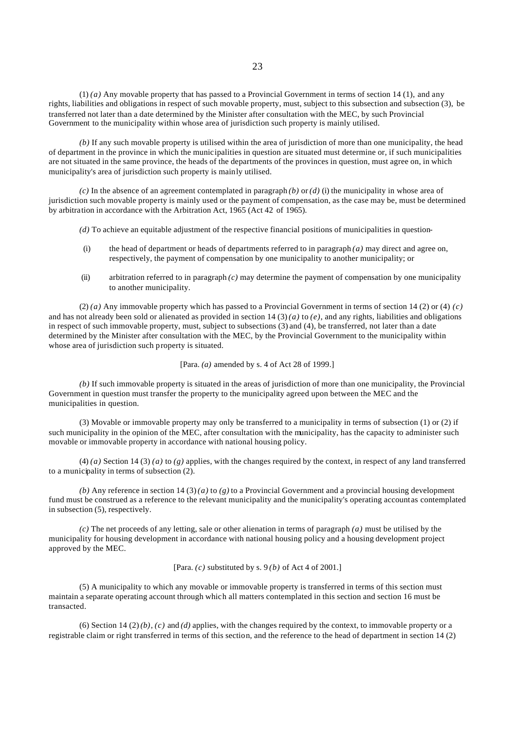(1) *(a)* Any movable property that has passed to a Provincial Government in terms of section 14 (1), and any rights, liabilities and obligations in respect of such movable property, must, subject to this subsection and subsection (3), be transferred not later than a date determined by the Minister after consultation with the MEC, by such Provincial Government to the municipality within whose area of jurisdiction such property is mainly utilised.

*(b)* If any such movable property is utilised within the area of jurisdiction of more than one municipality, the head of department in the province in which the municipalities in question are situated must determine or, if such municipalities are not situated in the same province, the heads of the departments of the provinces in question, must agree on, in which municipality's area of jurisdiction such property is mainly utilised.

*(c)* In the absence of an agreement contemplated in paragraph *(b)* or *(d)* (i) the municipality in whose area of jurisdiction such movable property is mainly used or the payment of compensation, as the case may be, must be determined by arbitration in accordance with the Arbitration Act, 1965 (Act 42 of 1965).

*(d)* To achieve an equitable adjustment of the respective financial positions of municipalities in question-

(i) the head of department or heads of departments referred to in paragraph *(a)* may direct and agree on, respectively, the payment of compensation by one municipality to another municipality; or

(ii) arbitration referred to in paragraph *(c)* may determine the payment of compensation by one municipality to another municipality.

(2) *(a)* Any immovable property which has passed to a Provincial Government in terms of section 14 (2) or (4) *(c)* and has not already been sold or alienated as provided in section 14 (3) *(a)* to *(e)*, and any rights, liabilities and obligations in respect of such immovable property, must, subject to subsections (3) and (4), be transferred, not later than a date determined by the Minister after consultation with the MEC, by the Provincial Government to the municipality within whose area of jurisdiction such property is situated.

[Para. *(a)* amended by s. 4 of Act 28 of 1999.]

*(b)* If such immovable property is situated in the areas of jurisdiction of more than one municipality, the Provincial Government in question must transfer the property to the municipality agreed upon between the MEC and the municipalities in question.

(3) Movable or immovable property may only be transferred to a municipality in terms of subsection (1) or (2) if such municipality in the opinion of the MEC, after consultation with the municipality, has the capacity to administer such movable or immovable property in accordance with national housing policy.

(4) *(a)* Section 14 (3) *(a)* to *(g)* applies, with the changes required by the context, in respect of any land transferred to a municipality in terms of subsection (2).

*(b)* Any reference in section 14 (3) *(a)* to *(g)* to a Provincial Government and a provincial housing development fund must be construed as a reference to the relevant municipality and the municipality's operating account as contemplated in subsection (5), respectively.

*(c)* The net proceeds of any letting, sale or other alienation in terms of paragraph *(a)* must be utilised by the municipality for housing development in accordance with national housing policy and a housing development project approved by the MEC.

[Para. *(c)* substituted by s. 9 *(b)* of Act 4 of 2001.]

(5) A municipality to which any movable or immovable property is transferred in terms of this section must maintain a separate operating account through which all matters contemplated in this section and section 16 must be transacted.

(6) Section 14 (2) *(b)*, *(c)* and *(d)* applies, with the changes required by the context, to immovable property or a registrable claim or right transferred in terms of this section, and the reference to the head of department in section 14 (2)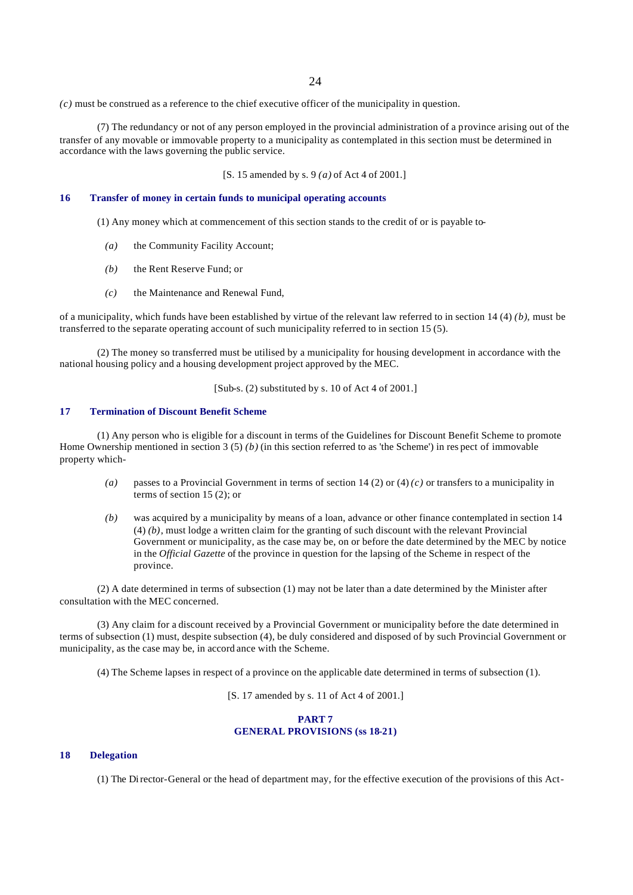*(c)* must be construed as a reference to the chief executive officer of the municipality in question.

(7) The redundancy or not of any person employed in the provincial administration of a province arising out of the transfer of any movable or immovable property to a municipality as contemplated in this section must be determined in accordance with the laws governing the public service.

[S. 15 amended by s. 9 *(a)* of Act 4 of 2001.]

### 16 Transfer of money in certain funds to municipal operating accounts

(1) Any money which at commencement of this section stands to the credit of or is payable to-

*(a)* the Community Facility Account;

*(b)* the Rent Reserve Fund; or

*(c)* the Maintenance and Renewal Fund,

of a municipality, which funds have been established by virtue of the relevant law referred to in section 14 (4) *(b)*, must be transferred to the separate operating account of such municipality referred to in section 15 (5).

(2) The money so transferred must be utilised by a municipality for housing development in accordance with the national housing policy and a housing development project approved by the MEC.

[Sub-s. (2) substituted by s. 10 of Act 4 of 2001.]

### 17 Termination of Discount Benefit Scheme

(1) Any person who is eligible for a discount in terms of the Guidelines for Discount Benefit Scheme to promote Home Ownership mentioned in section 3 (5) *(b)* (in this section referred to as 'the Scheme') in respect of immovable property which-

*(a)* passes to a Provincial Government in terms of section 14 (2) or (4) *(c)* or transfers to a municipality in terms of section 15 (2); or

*(b)* was acquired by a municipality by means of a loan, advance or other finance contemplated in section 14 (4) *(b)*, must lodge a written claim for the granting of such discount with the relevant Provincial Government or municipality, as the case may be, on or before the date determined by the MEC by notice in the *Official Gazette* of the province in question for the lapsing of the Scheme in respect of the province.

(2) A date determined in terms of subsection (1) may not be later than a date determined by the Minister after consultation with the MEC concerned.

(3) Any claim for a discount received by a Provincial Government or municipality before the date determined in terms of subsection (1) must, despite subsection (4), be duly considered and disposed of by such Provincial Government or municipality, as the case may be, in accordance with the Scheme.

(4) The Scheme lapses in respect of a province on the applicable date determined in terms of subsection (1).

[S. 17 amended by s. 11 of Act 4 of 2001.]

## PART 7
## GENERAL PROVISIONS (ss 18-21)

### 18 Delegation

(1) The Director-General or the head of department may, for the effective execution of the provisions of this Act-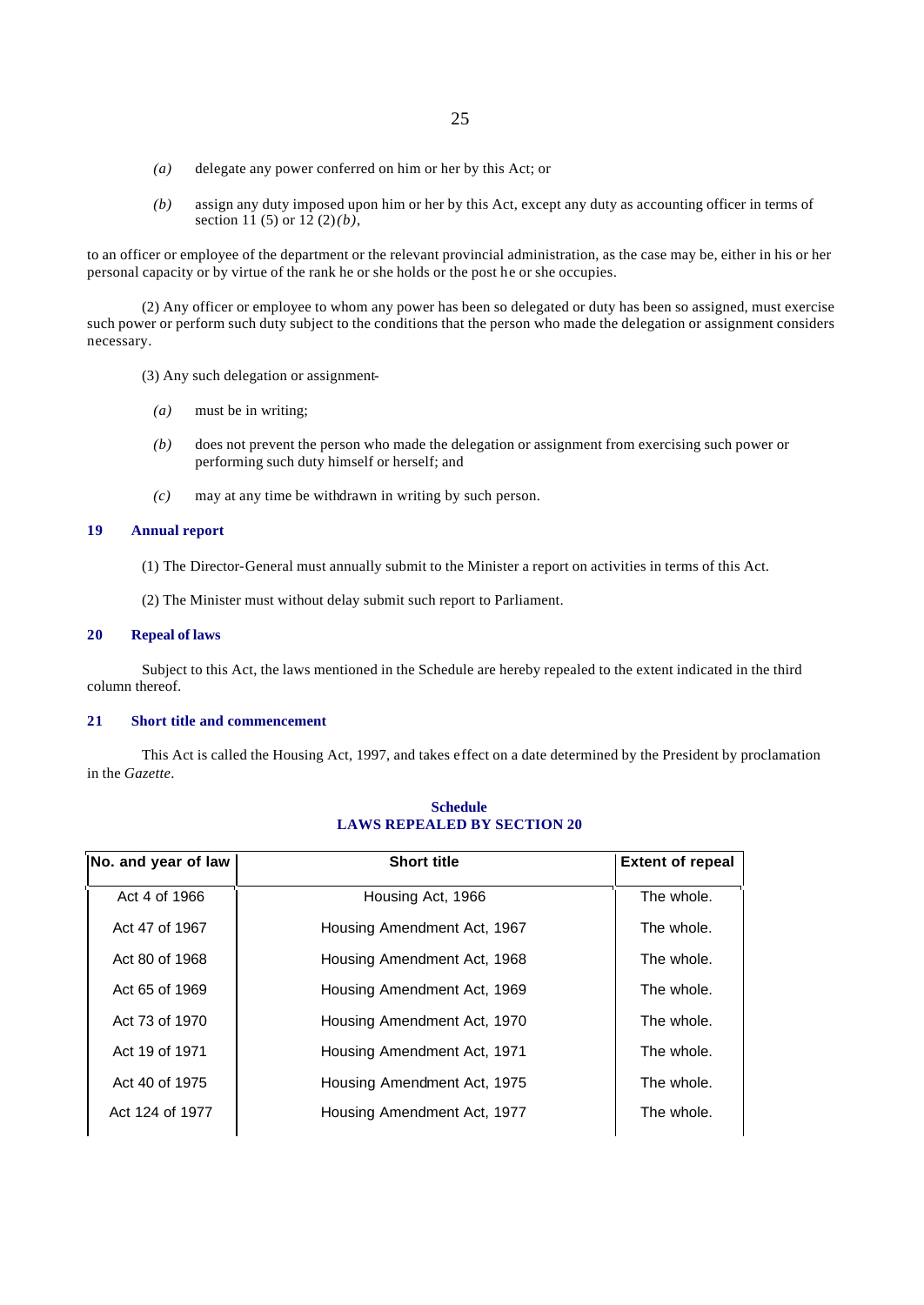*(a)* delegate any power conferred on him or her by this Act; or

*(b)* assign any duty imposed upon him or her by this Act, except any duty as accounting officer in terms of section 11 (5) or 12 (2)*(b)*,

to an officer or employee of the department or the relevant provincial administration, as the case may be, either in his or her personal capacity or by virtue of the rank he or she holds or the post he or she occupies.

(2) Any officer or employee to whom any power has been so delegated or duty has been so assigned, must exercise such power or perform such duty subject to the conditions that the person who made the delegation or assignment considers necessary.

(3) Any such delegation or assignment-

*(a)* must be in writing;

*(b)* does not prevent the person who made the delegation or assignment from exercising such power or performing such duty himself or herself; and

*(c)* may at any time be withdrawn in writing by such person.

### 19 Annual report

(1) The Director-General must annually submit to the Minister a report on activities in terms of this Act.

(2) The Minister must without delay submit such report to Parliament.

### 20 Repeal of laws

Subject to this Act, the laws mentioned in the Schedule are hereby repealed to the extent indicated in the third column thereof.

### 21 Short title and commencement

This Act is called the Housing Act, 1997, and takes effect on a date determined by the President by proclamation in the *Gazette*.

## Schedule
## LAWS REPEALED BY SECTION 20

| No. and year of law | Short title | Extent of repeal |
|---|---|---|
| Act 4 of 1966 | Housing Act, 1966 | The whole. |
| Act 47 of 1967 | Housing Amendment Act, 1967 | The whole. |
| Act 80 of 1968 | Housing Amendment Act, 1968 | The whole. |
| Act 65 of 1969 | Housing Amendment Act, 1969 | The whole. |
| Act 73 of 1970 | Housing Amendment Act, 1970 | The whole. |
| Act 19 of 1971 | Housing Amendment Act, 1971 | The whole. |
| Act 40 of 1975 | Housing Amendment Act, 1975 | The whole. |
| Act 124 of 1977 | Housing Amendment Act, 1977 | The whole. |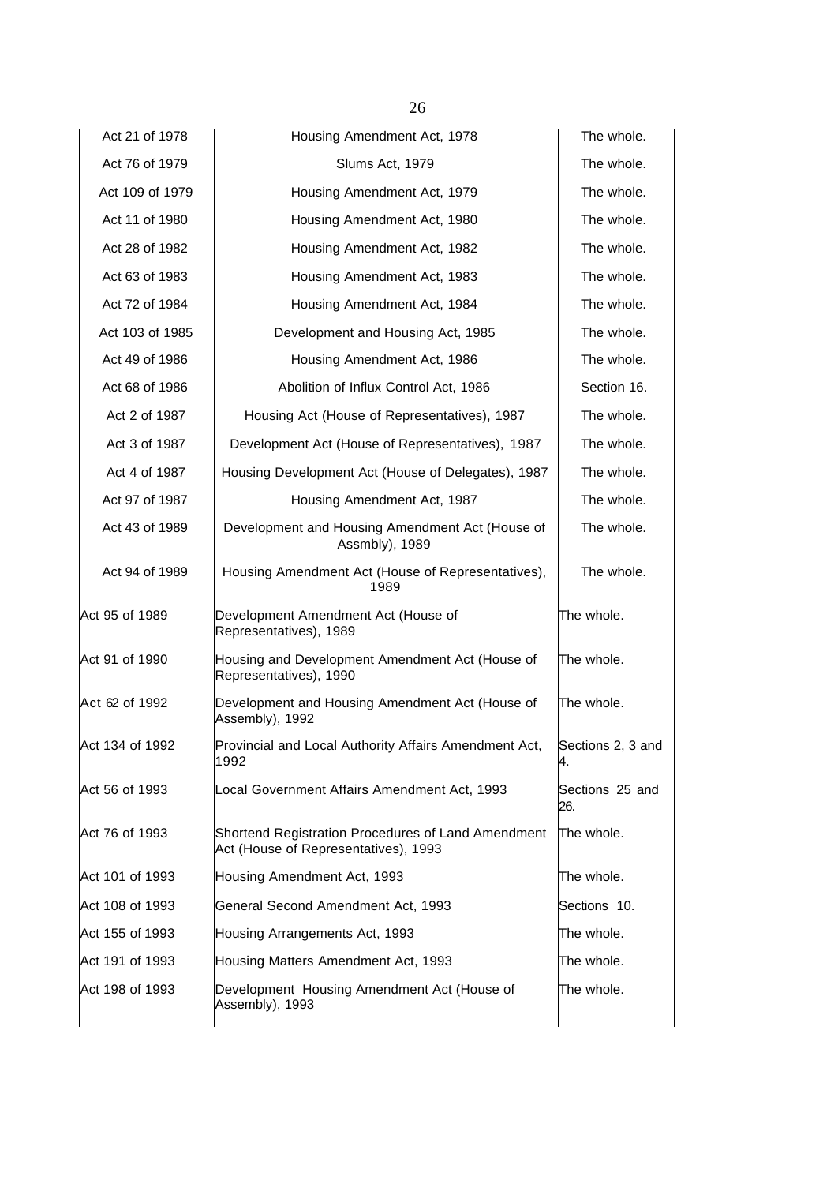| | | |
|---|---|---|
| Act 21 of 1978 | Housing Amendment Act, 1978 | The whole. |
| Act 76 of 1979 | Slums Act, 1979 | The whole. |
| Act 109 of 1979 | Housing Amendment Act, 1979 | The whole. |
| Act 11 of 1980 | Housing Amendment Act, 1980 | The whole. |
| Act 28 of 1982 | Housing Amendment Act, 1982 | The whole. |
| Act 63 of 1983 | Housing Amendment Act, 1983 | The whole. |
| Act 72 of 1984 | Housing Amendment Act, 1984 | The whole. |
| Act 103 of 1985 | Development and Housing Act, 1985 | The whole. |
| Act 49 of 1986 | Housing Amendment Act, 1986 | The whole. |
| Act 68 of 1986 | Abolition of Influx Control Act, 1986 | Section 16. |
| Act 2 of 1987 | Housing Act (House of Representatives), 1987 | The whole. |
| Act 3 of 1987 | Development Act (House of Representatives), 1987 | The whole. |
| Act 4 of 1987 | Housing Development Act (House of Delegates), 1987 | The whole. |
| Act 97 of 1987 | Housing Amendment Act, 1987 | The whole. |
| Act 43 of 1989 | Development and Housing Amendment Act (House of Assmbly), 1989 | The whole. |
| Act 94 of 1989 | Housing Amendment Act (House of Representatives), 1989 | The whole. |
| Act 95 of 1989 | Development Amendment Act (House of Representatives), 1989 | The whole. |
| Act 91 of 1990 | Housing and Development Amendment Act (House of Representatives), 1990 | The whole. |
| Act 62 of 1992 | Development and Housing Amendment Act (House of Assembly), 1992 | The whole. |
| Act 134 of 1992 | Provincial and Local Authority Affairs Amendment Act, 1992 | Sections 2, 3 and 4. |
| Act 56 of 1993 | Local Government Affairs Amendment Act, 1993 | Sections 25 and 26. |
| Act 76 of 1993 | Shortend Registration Procedures of Land Amendment Act (House of Representatives), 1993 | The whole. |
| Act 101 of 1993 | Housing Amendment Act, 1993 | The whole. |
| Act 108 of 1993 | General Second Amendment Act, 1993 | Sections 10. |
| Act 155 of 1993 | Housing Arrangements Act, 1993 | The whole. |
| Act 191 of 1993 | Housing Matters Amendment Act, 1993 | The whole. |
| Act 198 of 1993 | Development Housing Amendment Act (House of Assembly), 1993 | The whole. |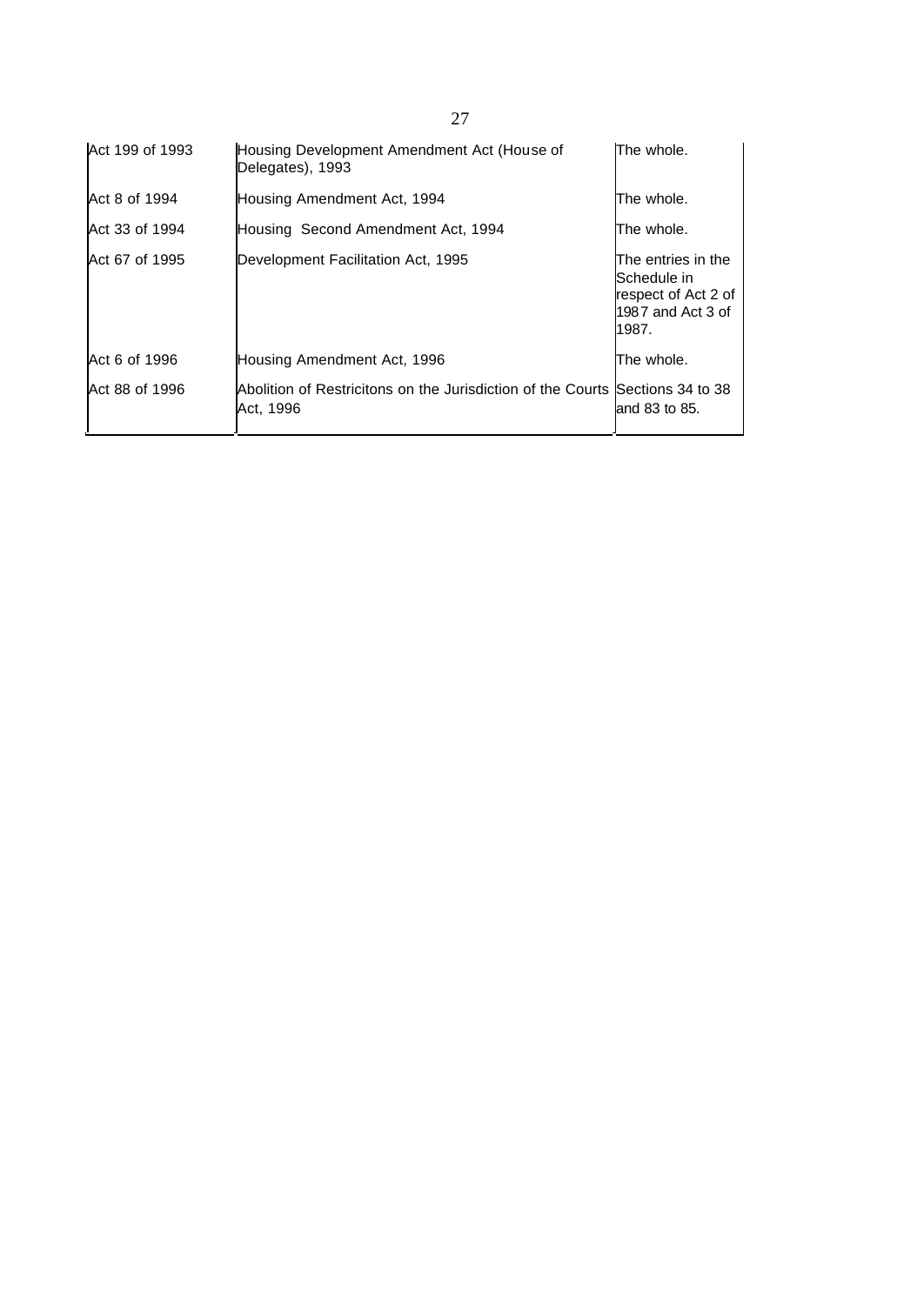| | | |
|---|---|---|
| Act 199 of 1993 | Housing Development Amendment Act (House of Delegates), 1993 | The whole. |
| Act 8 of 1994 | Housing Amendment Act, 1994 | The whole. |
| Act 33 of 1994 | Housing Second Amendment Act, 1994 | The whole. |
| Act 67 of 1995 | Development Facilitation Act, 1995 | The entries in the Schedule in respect of Act 2 of 1987 and Act 3 of 1987. |
| Act 6 of 1996 | Housing Amendment Act, 1996 | The whole. |
| Act 88 of 1996 | Abolition of Restricitons on the Jurisdiction of the Courts Act, 1996 | Sections 34 to 38 and 83 to 85. |